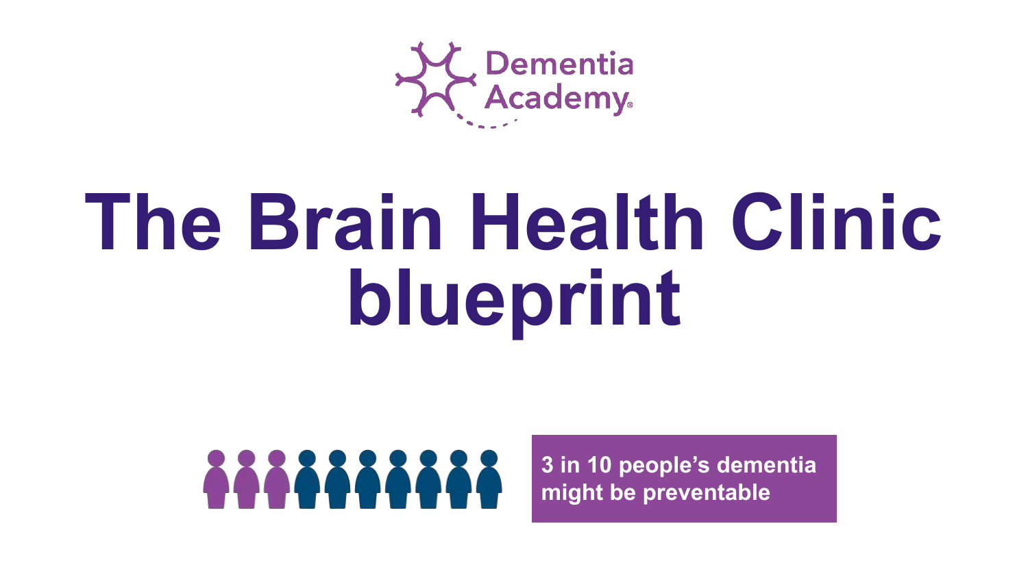Dementia Academy

# The Brain Health Clinic blueprint

3 in 10 people's dementia might be preventable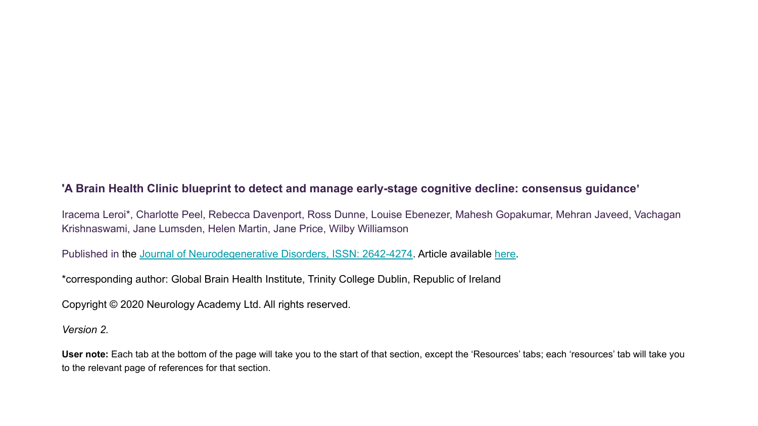**'A Brain Health Clinic blueprint to detect and manage early-stage cognitive decline: consensus guidance'**

Iracema Leroi*, Charlotte Peel, Rebecca Davenport, Ross Dunne, Louise Ebenezer, Mahesh Gopakumar, Mehran Javeed, Vachagan Krishnaswami, Jane Lumsden, Helen Martin, Jane Price, Wilby Williamson

Published in the Journal of Neurodegenerative Disorders, ISSN: 2642-4274. Article available here.

*corresponding author: Global Brain Health Institute, Trinity College Dublin, Republic of Ireland

Copyright © 2020 Neurology Academy Ltd. All rights reserved.

*Version 2.*

**User note:** Each tab at the bottom of the page will take you to the start of that section, except the 'Resources' tabs; each 'resources' tab will take you to the relevant page of references for that section.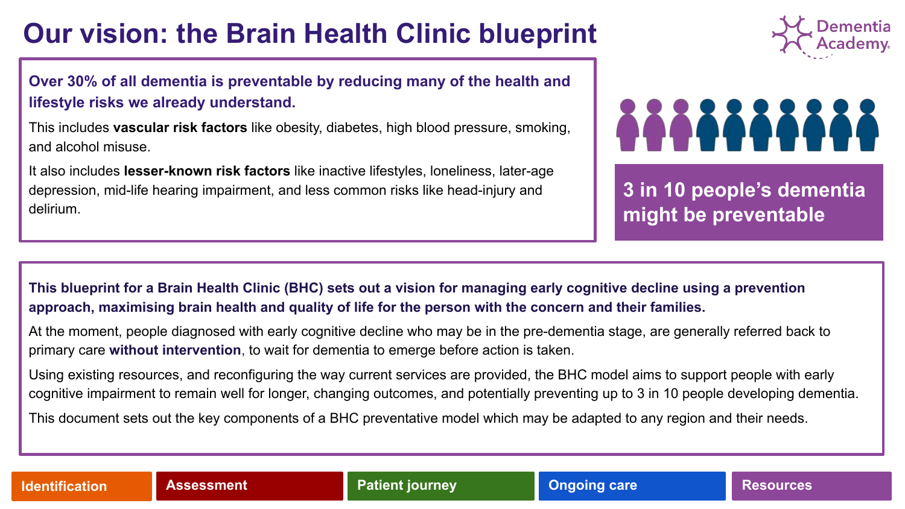# Our vision: the Brain Health Clinic blueprint

**Over 30% of all dementia is preventable by reducing many of the health and lifestyle risks we already understand.**

This includes **vascular risk factors** like obesity, diabetes, high blood pressure, smoking, and alcohol misuse.

It also includes **lesser-known risk factors** like inactive lifestyles, loneliness, later-age depression, mid-life hearing impairment, and less common risks like head-injury and delirium.

**3 in 10 people's dementia might be preventable**

**This blueprint for a Brain Health Clinic (BHC) sets out a vision for managing early cognitive decline using a prevention approach, maximising brain health and quality of life for the person with the concern and their families.**

At the moment, people diagnosed with early cognitive decline who may be in the pre-dementia stage, are generally referred back to primary care **without intervention**, to wait for dementia to emerge before action is taken.

Using existing resources, and reconfiguring the way current services are provided, the BHC model aims to support people with early cognitive impairment to remain well for longer, changing outcomes, and potentially preventing up to 3 in 10 people developing dementia.

This document sets out the key components of a BHC preventative model which may be adapted to any region and their needs.

Identification | Assessment | Patient journey | Ongoing care | Resources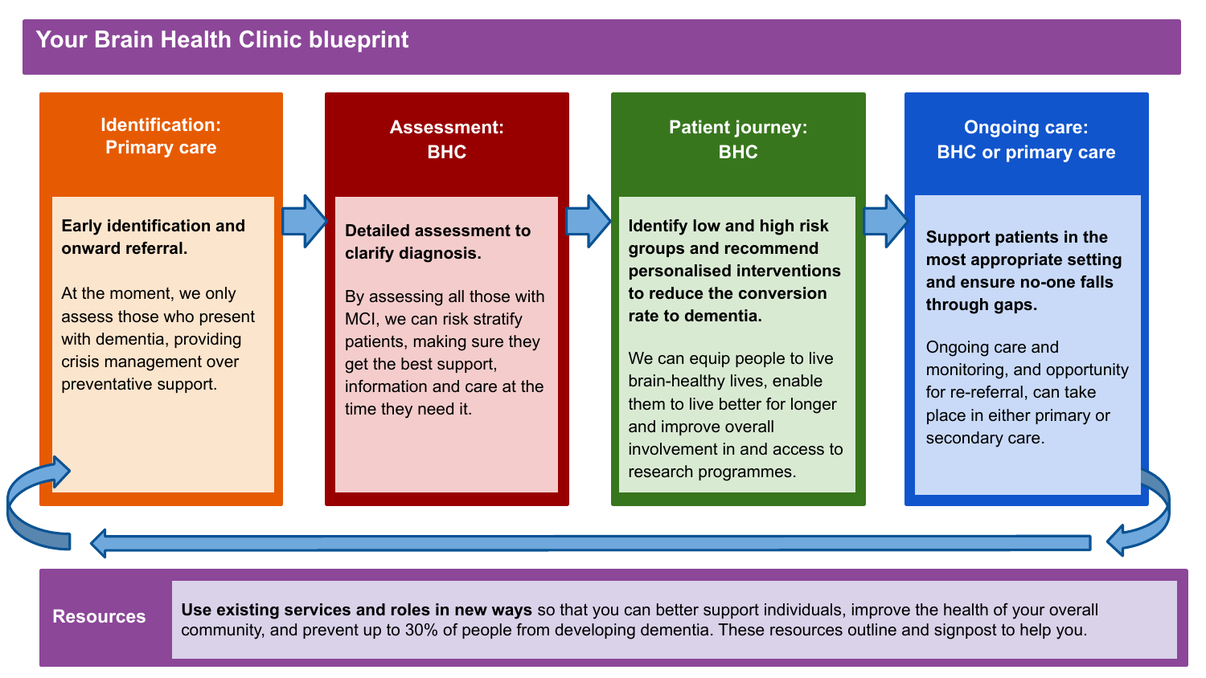# Your Brain Health Clinic blueprint

## Identification: Primary care

**Early identification and onward referral.**

At the moment, we only assess those who present with dementia, providing crisis management over preventative support.

## Assessment: BHC

**Detailed assessment to clarify diagnosis.**

By assessing all those with MCI, we can risk stratify patients, making sure they get the best support, information and care at the time they need it.

## Patient journey: BHC

**Identify low and high risk groups and recommend personalised interventions to reduce the conversion rate to dementia.**

We can equip people to live brain-healthy lives, enable them to live better for longer and improve overall involvement in and access to research programmes.

## Ongoing care: BHC or primary care

**Support patients in the most appropriate setting and ensure no-one falls through gaps.**

Ongoing care and monitoring, and opportunity for re-referral, can take place in either primary or secondary care.

## Resources

**Use existing services and roles in new ways** so that you can better support individuals, improve the health of your overall community, and prevent up to 30% of people from developing dementia. These resources outline and signpost to help you.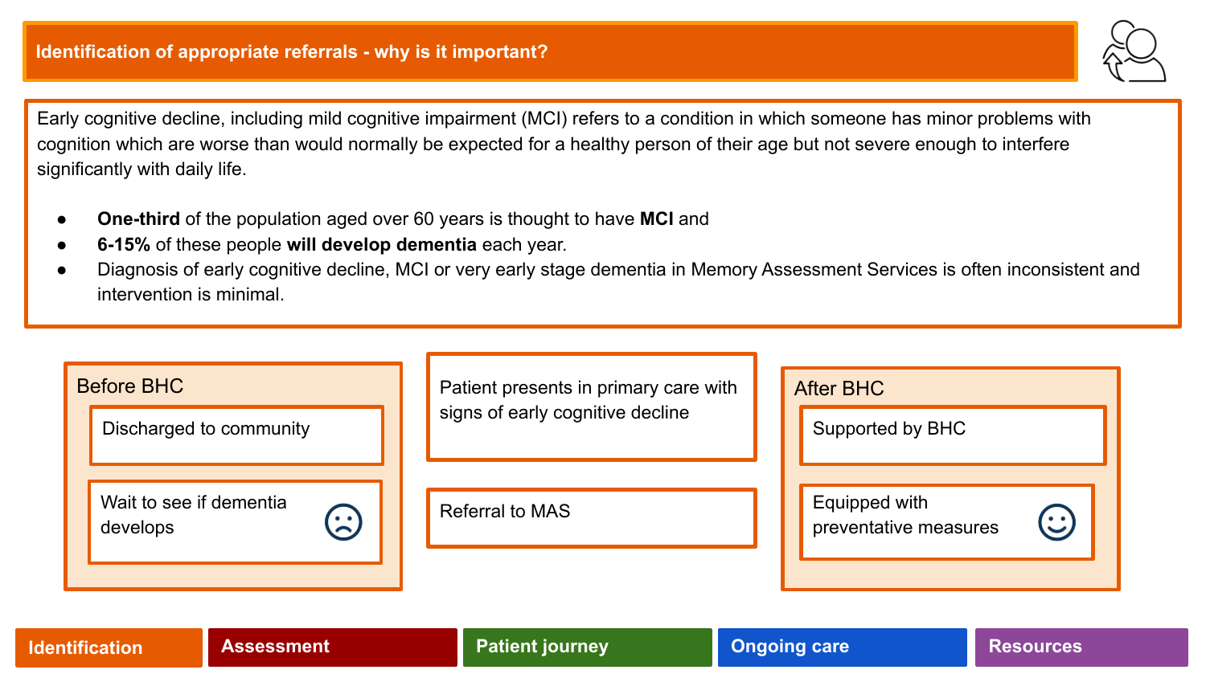## Identification of appropriate referrals - why is it important?

Early cognitive decline, including mild cognitive impairment (MCI) refers to a condition in which someone has minor problems with cognition which are worse than would normally be expected for a healthy person of their age but not severe enough to interfere significantly with daily life.

- **One-third** of the population aged over 60 years is thought to have **MCI** and
- **6-15%** of these people **will develop dementia** each year.
- Diagnosis of early cognitive decline, MCI or very early stage dementia in Memory Assessment Services is often inconsistent and intervention is minimal.

Patient presents in primary care with signs of early cognitive decline

Referral to MAS

**Before BHC**

- Discharged to community
- Wait to see if dementia develops ☹

**After BHC**

- Supported by BHC
- Equipped with preventative measures ☺

Identification | Assessment | Patient journey | Ongoing care | Resources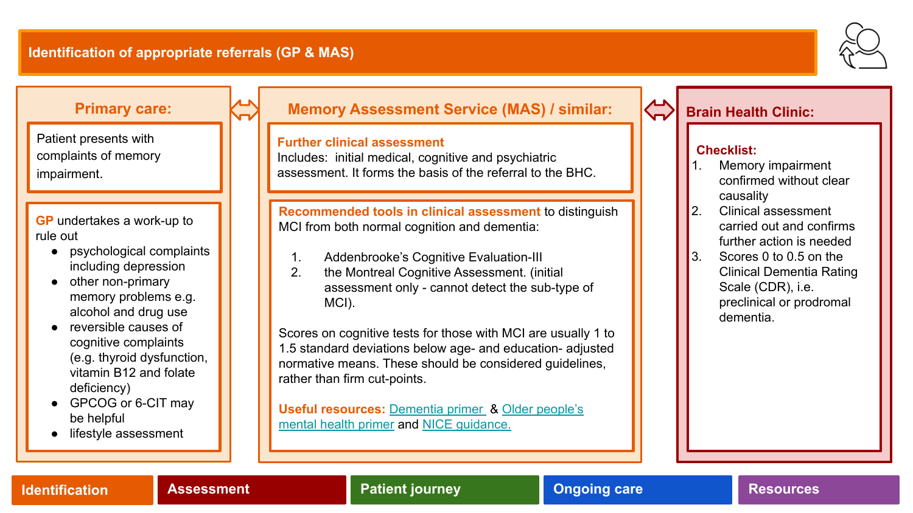# Identification of appropriate referrals (GP & MAS)

## Primary care:

Patient presents with complaints of memory impairment.

**GP** undertakes a work-up to rule out

- psychological complaints including depression
- other non-primary memory problems e.g. alcohol and drug use
- reversible causes of cognitive complaints (e.g. thyroid dysfunction, vitamin B12 and folate deficiency)
- GPCOG or 6-CIT may be helpful
- lifestyle assessment

## Memory Assessment Service (MAS) / similar:

**Further clinical assessment**
Includes: initial medical, cognitive and psychiatric assessment. It forms the basis of the referral to the BHC.

**Recommended tools in clinical assessment** to distinguish MCI from both normal cognition and dementia:

1. Addenbrooke's Cognitive Evaluation-III
2. the Montreal Cognitive Assessment. (initial assessment only - cannot detect the sub-type of MCI).

Scores on cognitive tests for those with MCI are usually 1 to 1.5 standard deviations below age- and education- adjusted normative means. These should be considered guidelines, rather than firm cut-points.

**Useful resources:** Dementia primer & Older people's mental health primer and NICE guidance.

## Brain Health Clinic:

**Checklist:**

1. Memory impairment confirmed without clear causality
2. Clinical assessment carried out and confirms further action is needed
3. Scores 0 to 0.5 on the Clinical Dementia Rating Scale (CDR), i.e. preclinical or prodromal dementia.

Identification | Assessment | Patient journey | Ongoing care | Resources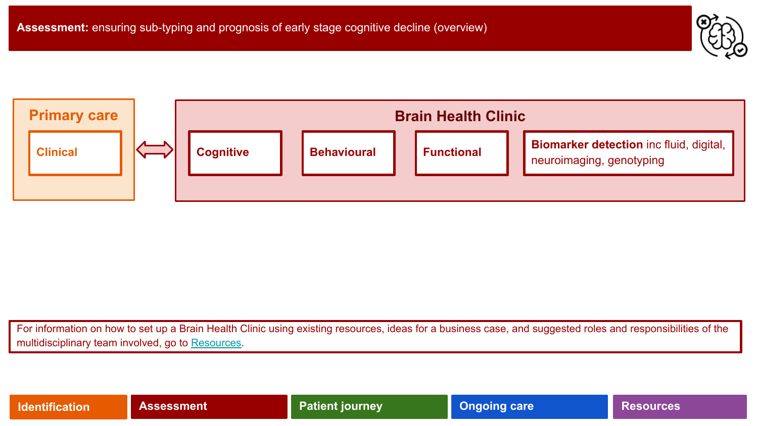# **Assessment:** ensuring sub-typing and prognosis of early stage cognitive decline (overview)

## Primary care

- **Clinical**

## Brain Health Clinic

- **Cognitive**
- **Behavioural**
- **Functional**
- **Biomarker detection** inc fluid, digital, neuroimaging, genotyping

For information on how to set up a Brain Health Clinic using existing resources, ideas for a business case, and suggested roles and responsibilities of the multidisciplinary team involved, go to Resources.

Identification | Assessment | Patient journey | Ongoing care | Resources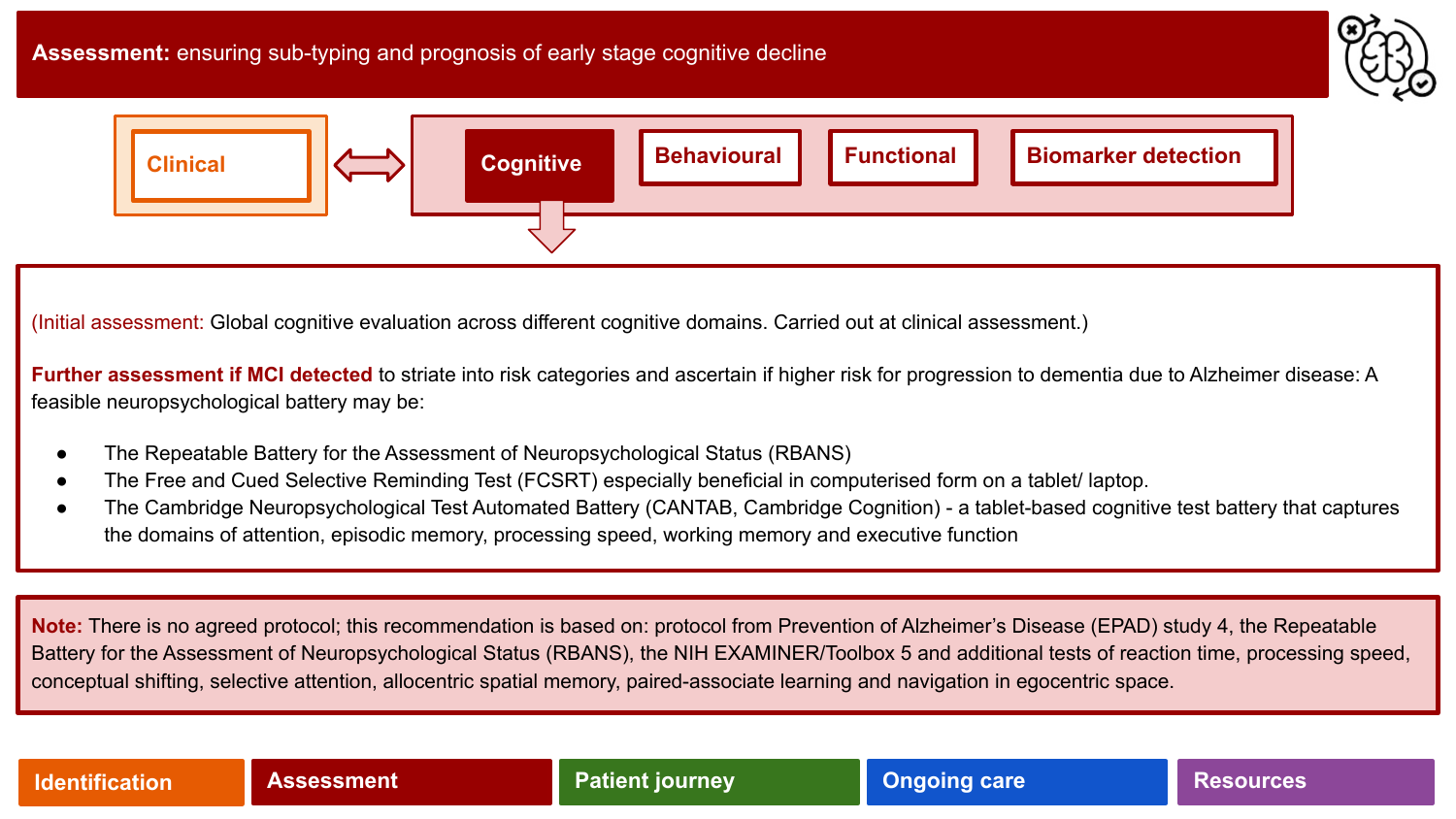# **Assessment:** ensuring sub-typing and prognosis of early stage cognitive decline

**Clinical** ⟺ **Cognitive** | **Behavioural** | **Functional** | **Biomarker detection**

(Initial assessment: Global cognitive evaluation across different cognitive domains. Carried out at clinical assessment.)

**Further assessment if MCI detected** to striate into risk categories and ascertain if higher risk for progression to dementia due to Alzheimer disease: A feasible neuropsychological battery may be:

- The Repeatable Battery for the Assessment of Neuropsychological Status (RBANS)
- The Free and Cued Selective Reminding Test (FCSRT) especially beneficial in computerised form on a tablet/ laptop.
- The Cambridge Neuropsychological Test Automated Battery (CANTAB, Cambridge Cognition) - a tablet-based cognitive test battery that captures the domains of attention, episodic memory, processing speed, working memory and executive function

**Note:** There is no agreed protocol; this recommendation is based on: protocol from Prevention of Alzheimer's Disease (EPAD) study 4, the Repeatable Battery for the Assessment of Neuropsychological Status (RBANS), the NIH EXAMINER/Toolbox 5 and additional tests of reaction time, processing speed, conceptual shifting, selective attention, allocentric spatial memory, paired-associate learning and navigation in egocentric space.

Identification | Assessment | Patient journey | Ongoing care | Resources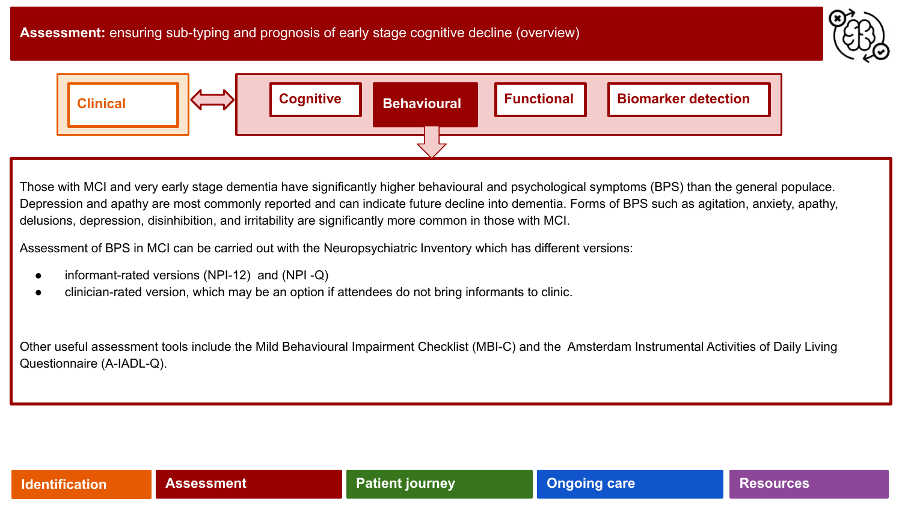# **Assessment:** ensuring sub-typing and prognosis of early stage cognitive decline (overview)

Clinical ⟺ Cognitive | **Behavioural** | Functional | Biomarker detection

Those with MCI and very early stage dementia have significantly higher behavioural and psychological symptoms (BPS) than the general populace. Depression and apathy are most commonly reported and can indicate future decline into dementia. Forms of BPS such as agitation, anxiety, apathy, delusions, depression, disinhibition, and irritability are significantly more common in those with MCI.

Assessment of BPS in MCI can be carried out with the Neuropsychiatric Inventory which has different versions:

- informant-rated versions (NPI-12) and (NPI -Q)
- clinician-rated version, which may be an option if attendees do not bring informants to clinic.

Other useful assessment tools include the Mild Behavioural Impairment Checklist (MBI-C) and the Amsterdam Instrumental Activities of Daily Living Questionnaire (A-IADL-Q).

Identification | Assessment | Patient journey | Ongoing care | Resources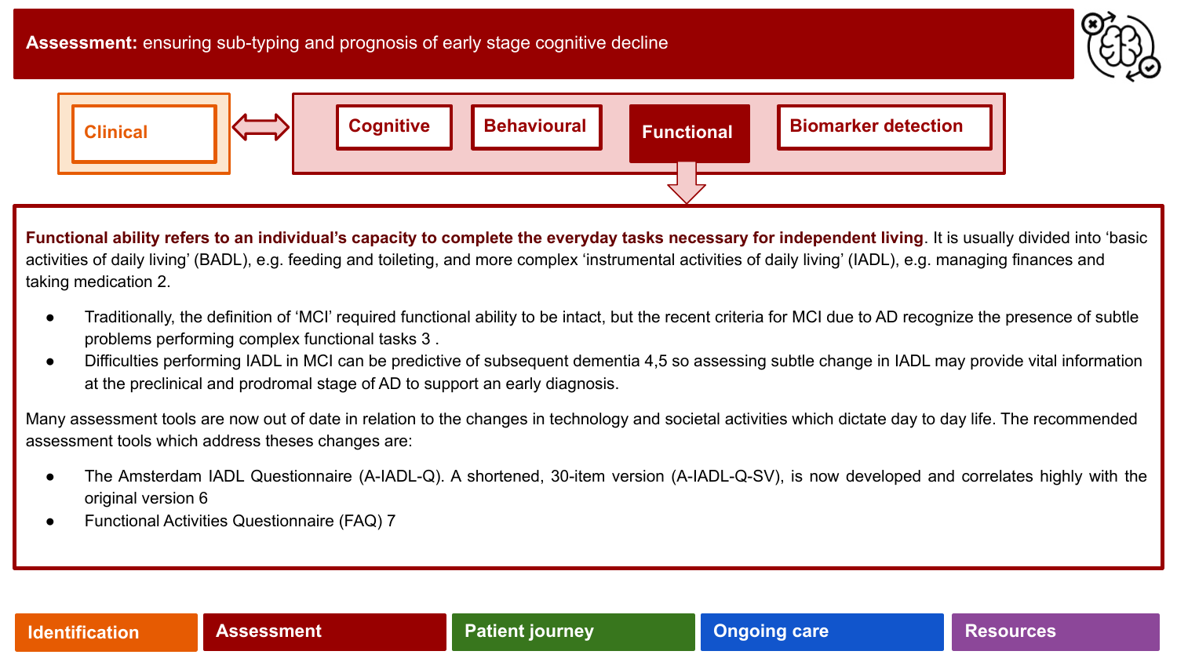**Assessment:** ensuring sub-typing and prognosis of early stage cognitive decline

Clinical ⇔ Cognitive | Behavioural | **Functional** | Biomarker detection

**Functional ability refers to an individual's capacity to complete the everyday tasks necessary for independent living**. It is usually divided into 'basic activities of daily living' (BADL), e.g. feeding and toileting, and more complex 'instrumental activities of daily living' (IADL), e.g. managing finances and taking medication 2.

- Traditionally, the definition of 'MCI' required functional ability to be intact, but the recent criteria for MCI due to AD recognize the presence of subtle problems performing complex functional tasks 3 .
- Difficulties performing IADL in MCI can be predictive of subsequent dementia 4,5 so assessing subtle change in IADL may provide vital information at the preclinical and prodromal stage of AD to support an early diagnosis.

Many assessment tools are now out of date in relation to the changes in technology and societal activities which dictate day to day life. The recommended assessment tools which address theses changes are:

- The Amsterdam IADL Questionnaire (A-IADL-Q). A shortened, 30-item version (A-IADL-Q-SV), is now developed and correlates highly with the original version 6
- Functional Activities Questionnaire (FAQ) 7

Identification | Assessment | Patient journey | Ongoing care | Resources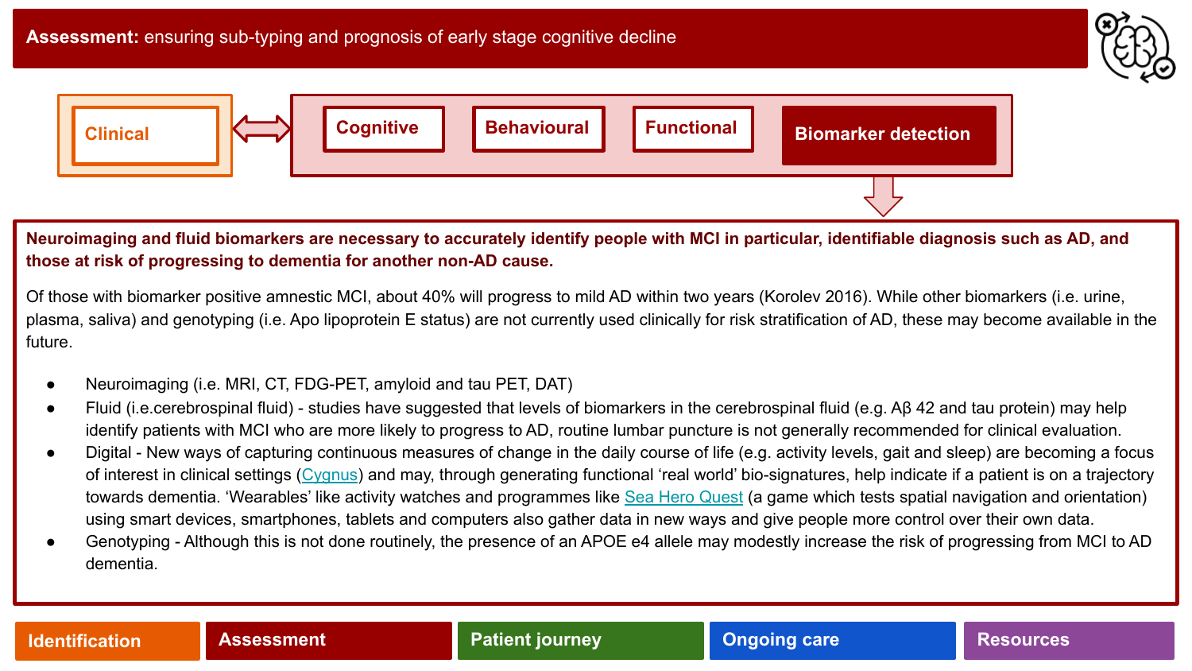# **Assessment:** ensuring sub-typing and prognosis of early stage cognitive decline

Clinical ⟷ Cognitive | Behavioural | Functional | **Biomarker detection**

**Neuroimaging and fluid biomarkers are necessary to accurately identify people with MCI in particular, identifiable diagnosis such as AD, and those at risk of progressing to dementia for another non-AD cause.**

Of those with biomarker positive amnestic MCI, about 40% will progress to mild AD within two years (Korolev 2016). While other biomarkers (i.e. urine, plasma, saliva) and genotyping (i.e. Apo lipoprotein E status) are not currently used clinically for risk stratification of AD, these may become available in the future.

- Neuroimaging (i.e. MRI, CT, FDG-PET, amyloid and tau PET, DAT)
- Fluid (i.e.cerebrospinal fluid) - studies have suggested that levels of biomarkers in the cerebrospinal fluid (e.g. Aβ 42 and tau protein) may help identify patients with MCI who are more likely to progress to AD, routine lumbar puncture is not generally recommended for clinical evaluation.
- Digital - New ways of capturing continuous measures of change in the daily course of life (e.g. activity levels, gait and sleep) are becoming a focus of interest in clinical settings (Cygnus) and may, through generating functional 'real world' bio-signatures, help indicate if a patient is on a trajectory towards dementia. 'Wearables' like activity watches and programmes like Sea Hero Quest (a game which tests spatial navigation and orientation) using smart devices, smartphones, tablets and computers also gather data in new ways and give people more control over their own data.
- Genotyping - Although this is not done routinely, the presence of an APOE e4 allele may modestly increase the risk of progressing from MCI to AD dementia.

Identification | Assessment | Patient journey | Ongoing care | Resources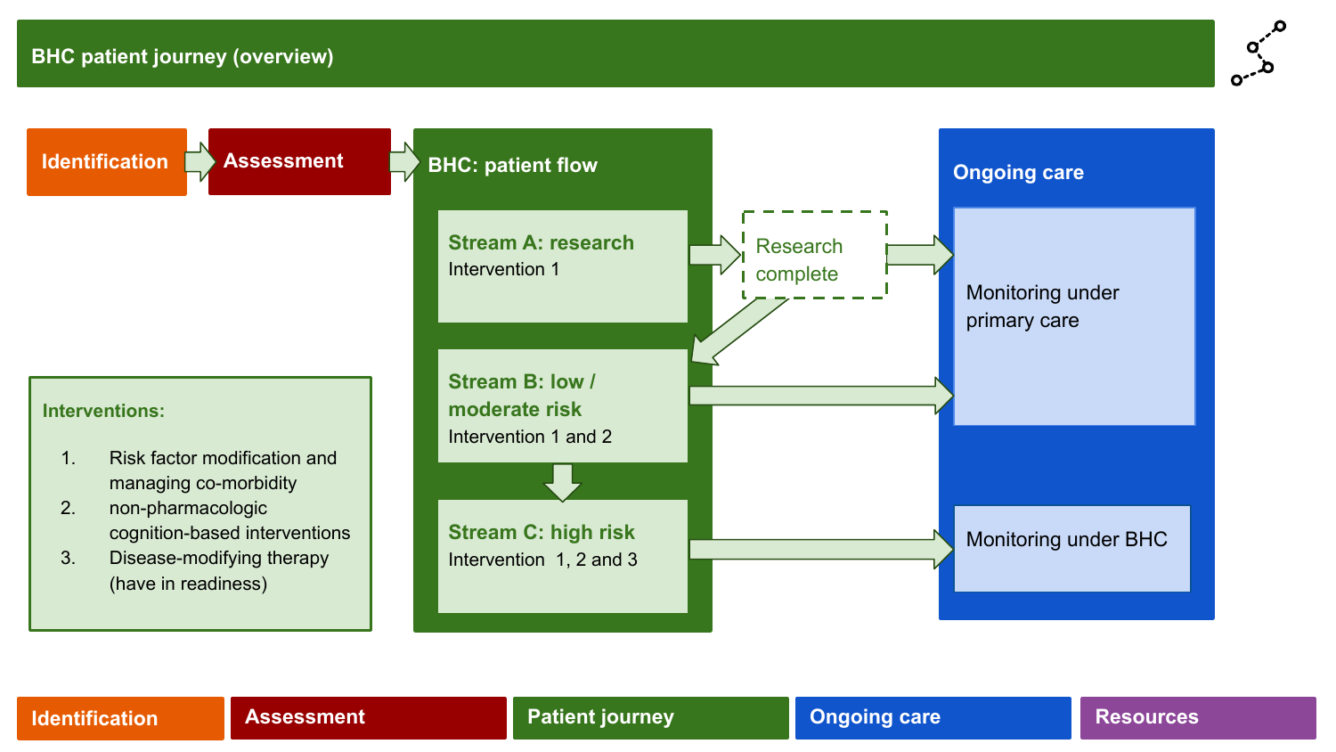# BHC patient journey (overview)

**Identification** → **Assessment** → **BHC: patient flow**

## BHC: patient flow

**Stream A: research**
Intervention 1

→ Research complete → Monitoring under primary care
→ Research complete → Stream B

**Stream B: low / moderate risk**
Intervention 1 and 2

→ Monitoring under primary care
↓ Stream C

**Stream C: high risk**
Intervention 1, 2 and 3

→ Monitoring under BHC

## Ongoing care

- Monitoring under primary care
- Monitoring under BHC

**Interventions:**

1. Risk factor modification and managing co-morbidity
2. non-pharmacologic cognition-based interventions
3. Disease-modifying therapy (have in readiness)

Identification | Assessment | Patient journey | Ongoing care | Resources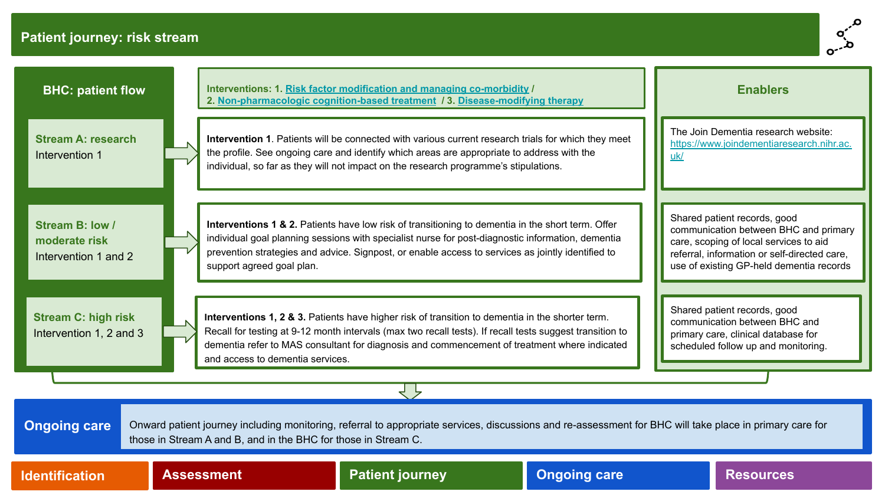# Patient journey: risk stream

## BHC: patient flow

Interventions: 1. Risk factor modification and managing co-morbidity / 2. Non-pharmacologic cognition-based treatment / 3. Disease-modifying therapy

| BHC: patient flow | Interventions | Enablers |
|---|---|---|
| **Stream A: research** Intervention 1 | **Intervention 1**. Patients will be connected with various current research trials for which they meet the profile. See ongoing care and identify which areas are appropriate to address with the individual, so far as they will not impact on the research programme's stipulations. | The Join Dementia research website: https://www.joindementiaresearch.nihr.ac.uk/ |
| **Stream B: low / moderate risk** Intervention 1 and 2 | **Interventions 1 & 2.** Patients have low risk of transitioning to dementia in the short term. Offer individual goal planning sessions with specialist nurse for post-diagnostic information, dementia prevention strategies and advice. Signpost, or enable access to services as jointly identified to support agreed goal plan. | Shared patient records, good communication between BHC and primary care, scoping of local services to aid referral, information or self-directed care, use of existing GP-held dementia records |
| **Stream C: high risk** Intervention 1, 2 and 3 | **Interventions 1, 2 & 3.** Patients have higher risk of transition to dementia in the shorter term. Recall for testing at 9-12 month intervals (max two recall tests). If recall tests suggest transition to dementia refer to MAS consultant for diagnosis and commencement of treatment where indicated and access to dementia services. | Shared patient records, good communication between BHC and primary care, clinical database for scheduled follow up and monitoring. |

## Ongoing care

Onward patient journey including monitoring, referral to appropriate services, discussions and re-assessment for BHC will take place in primary care for those in Stream A and B, and in the BHC for those in Stream C.

Identification | Assessment | Patient journey | Ongoing care | Resources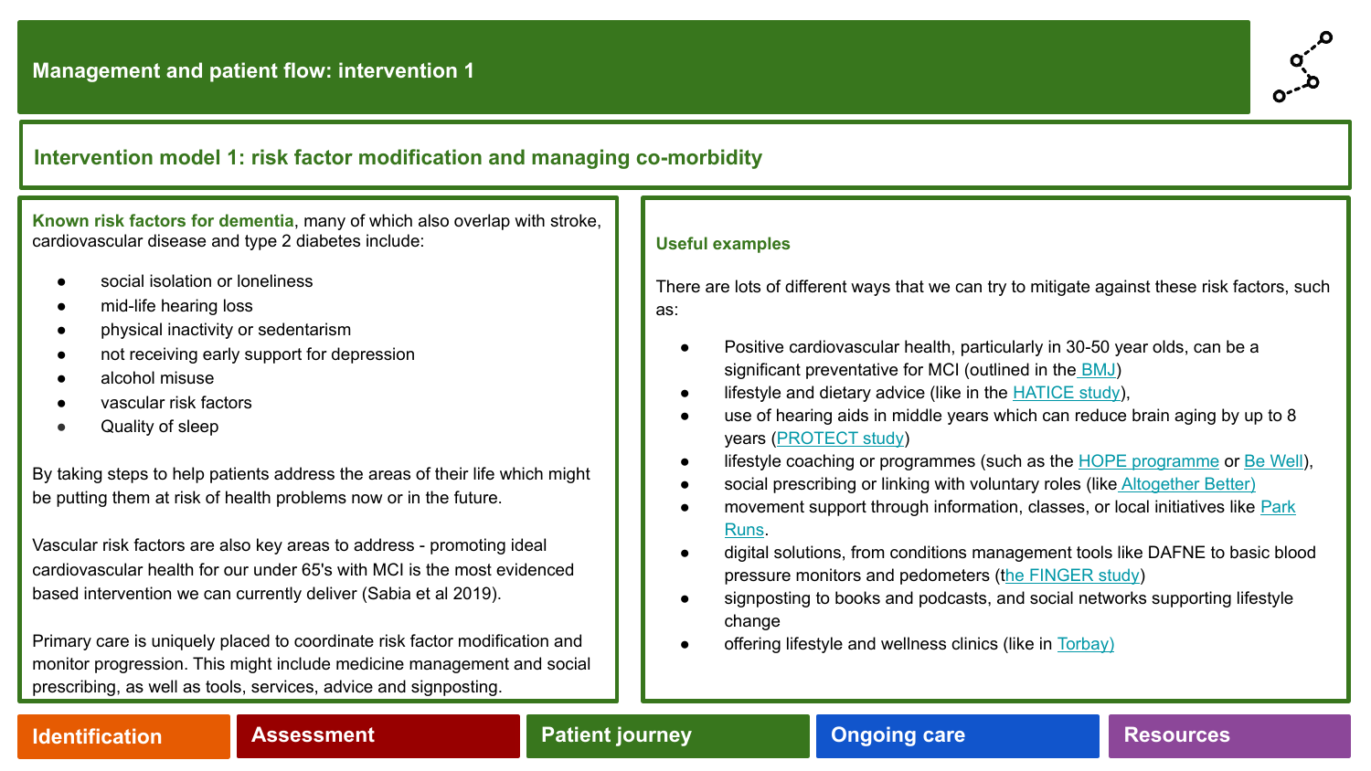# Management and patient flow: intervention 1

## Intervention model 1: risk factor modification and managing co-morbidity

**Known risk factors for dementia**, many of which also overlap with stroke, cardiovascular disease and type 2 diabetes include:

- social isolation or loneliness
- mid-life hearing loss
- physical inactivity or sedentarism
- not receiving early support for depression
- alcohol misuse
- vascular risk factors
- Quality of sleep

By taking steps to help patients address the areas of their life which might be putting them at risk of health problems now or in the future.

Vascular risk factors are also key areas to address - promoting ideal cardiovascular health for our under 65's with MCI is the most evidenced based intervention we can currently deliver (Sabia et al 2019).

Primary care is uniquely placed to coordinate risk factor modification and monitor progression. This might include medicine management and social prescribing, as well as tools, services, advice and signposting.

### Useful examples

There are lots of different ways that we can try to mitigate against these risk factors, such as:

- Positive cardiovascular health, particularly in 30-50 year olds, can be a significant preventative for MCI (outlined in the BMJ)
- lifestyle and dietary advice (like in the HATICE study),
- use of hearing aids in middle years which can reduce brain aging by up to 8 years (PROTECT study)
- lifestyle coaching or programmes (such as the HOPE programme or Be Well),
- social prescribing or linking with voluntary roles (like Altogether Better)
- movement support through information, classes, or local initiatives like Park Runs.
- digital solutions, from conditions management tools like DAFNE to basic blood pressure monitors and pedometers (the FINGER study)
- signposting to books and podcasts, and social networks supporting lifestyle change
- offering lifestyle and wellness clinics (like in Torbay)

Identification | Assessment | Patient journey | Ongoing care | Resources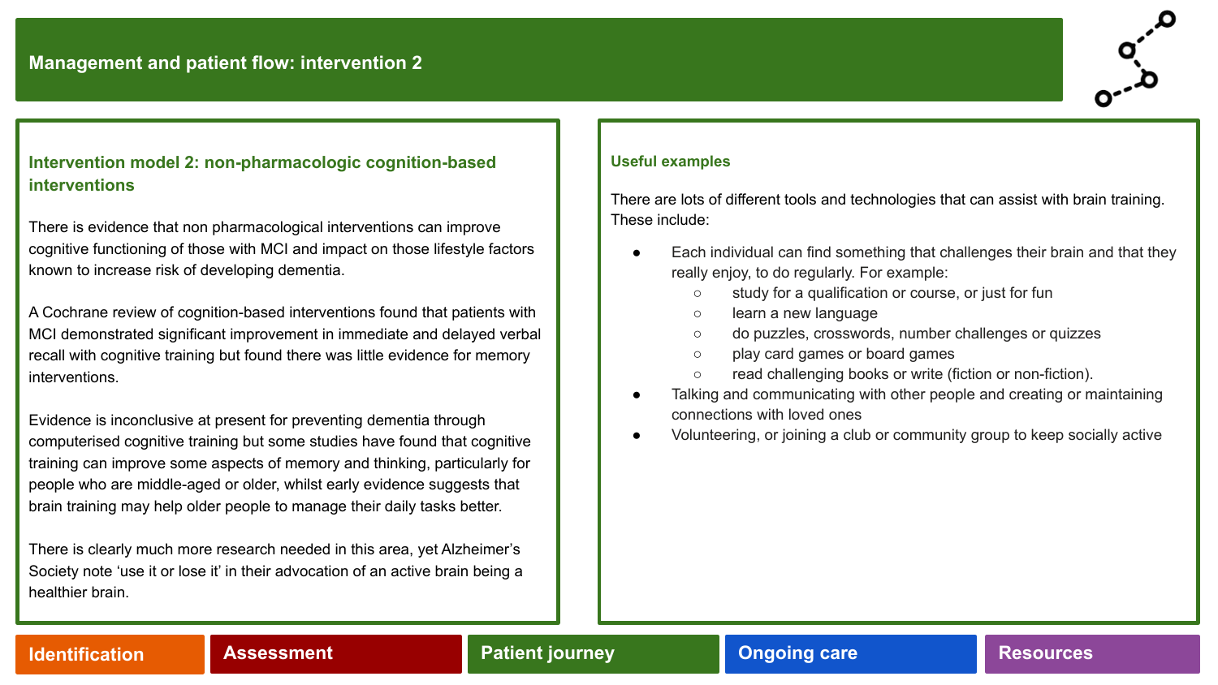# Management and patient flow: intervention 2

## Intervention model 2: non-pharmacologic cognition-based interventions

There is evidence that non pharmacological interventions can improve cognitive functioning of those with MCI and impact on those lifestyle factors known to increase risk of developing dementia.

A Cochrane review of cognition-based interventions found that patients with MCI demonstrated significant improvement in immediate and delayed verbal recall with cognitive training but found there was little evidence for memory interventions.

Evidence is inconclusive at present for preventing dementia through computerised cognitive training but some studies have found that cognitive training can improve some aspects of memory and thinking, particularly for people who are middle-aged or older, whilst early evidence suggests that brain training may help older people to manage their daily tasks better.

There is clearly much more research needed in this area, yet Alzheimer's Society note 'use it or lose it' in their advocation of an active brain being a healthier brain.

## Useful examples

There are lots of different tools and technologies that can assist with brain training. These include:

- Each individual can find something that challenges their brain and that they really enjoy, to do regularly. For example:
  - study for a qualification or course, or just for fun
  - learn a new language
  - do puzzles, crosswords, number challenges or quizzes
  - play card games or board games
  - read challenging books or write (fiction or non-fiction).
- Talking and communicating with other people and creating or maintaining connections with loved ones
- Volunteering, or joining a club or community group to keep socially active

Identification | Assessment | Patient journey | Ongoing care | Resources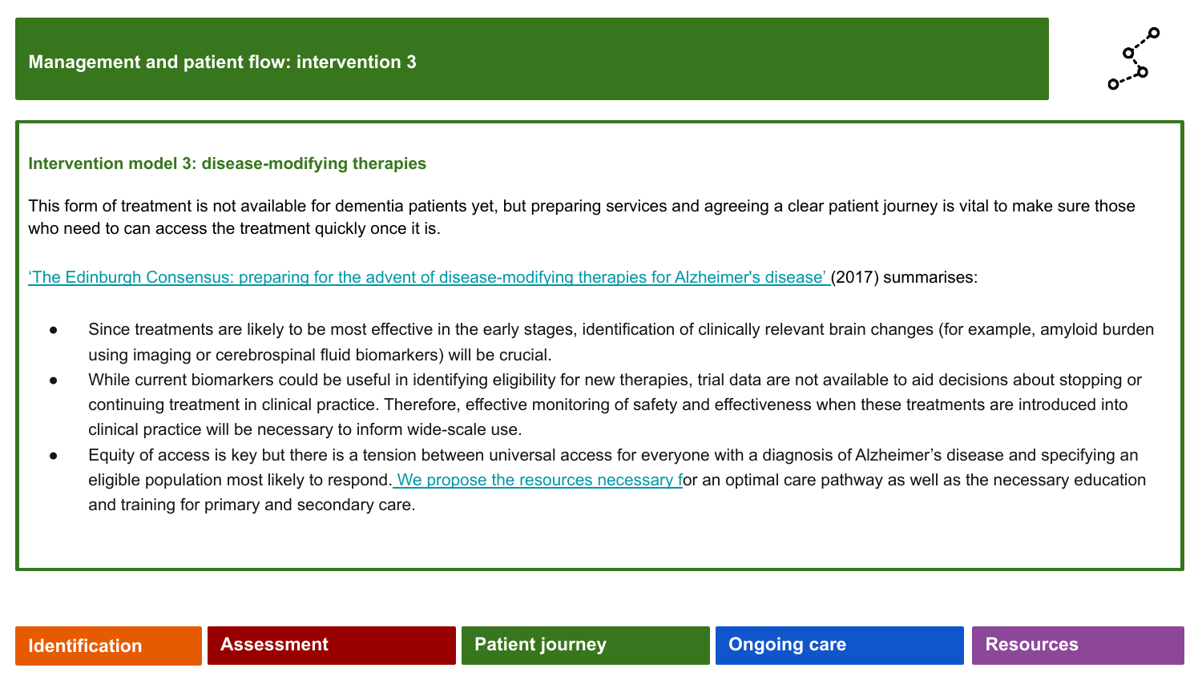# Management and patient flow: intervention 3

## Intervention model 3: disease-modifying therapies

This form of treatment is not available for dementia patients yet, but preparing services and agreeing a clear patient journey is vital to make sure those who need to can access the treatment quickly once it is.

'The Edinburgh Consensus: preparing for the advent of disease-modifying therapies for Alzheimer's disease' (2017) summarises:

- Since treatments are likely to be most effective in the early stages, identification of clinically relevant brain changes (for example, amyloid burden using imaging or cerebrospinal fluid biomarkers) will be crucial.
- While current biomarkers could be useful in identifying eligibility for new therapies, trial data are not available to aid decisions about stopping or continuing treatment in clinical practice. Therefore, effective monitoring of safety and effectiveness when these treatments are introduced into clinical practice will be necessary to inform wide-scale use.
- Equity of access is key but there is a tension between universal access for everyone with a diagnosis of Alzheimer's disease and specifying an eligible population most likely to respond. We propose the resources necessary for an optimal care pathway as well as the necessary education and training for primary and secondary care.

Identification | Assessment | Patient journey | Ongoing care | Resources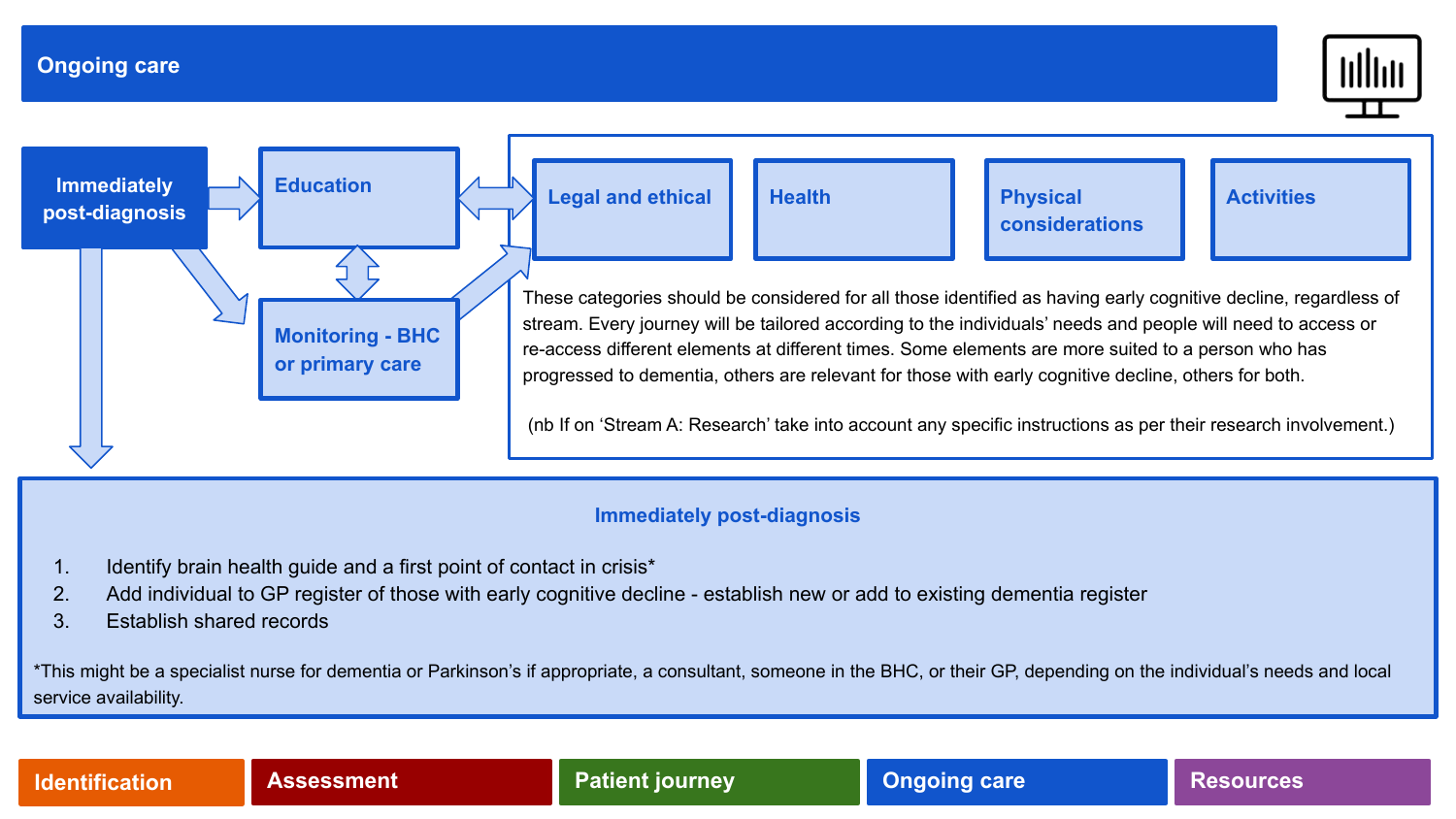# Ongoing care

**Immediately post-diagnosis**

**Education**

**Monitoring - BHC or primary care**

**Legal and ethical**

**Health**

**Physical considerations**

**Activities**

These categories should be considered for all those identified as having early cognitive decline, regardless of stream. Every journey will be tailored according to the individuals' needs and people will need to access or re-access different elements at different times. Some elements are more suited to a person who has progressed to dementia, others are relevant for those with early cognitive decline, others for both.

(nb If on 'Stream A: Research' take into account any specific instructions as per their research involvement.)

## Immediately post-diagnosis

1. Identify brain health guide and a first point of contact in crisis*
2. Add individual to GP register of those with early cognitive decline - establish new or add to existing dementia register
3. Establish shared records

*This might be a specialist nurse for dementia or Parkinson's if appropriate, a consultant, someone in the BHC, or their GP, depending on the individual's needs and local service availability.

Identification | Assessment | Patient journey | Ongoing care | Resources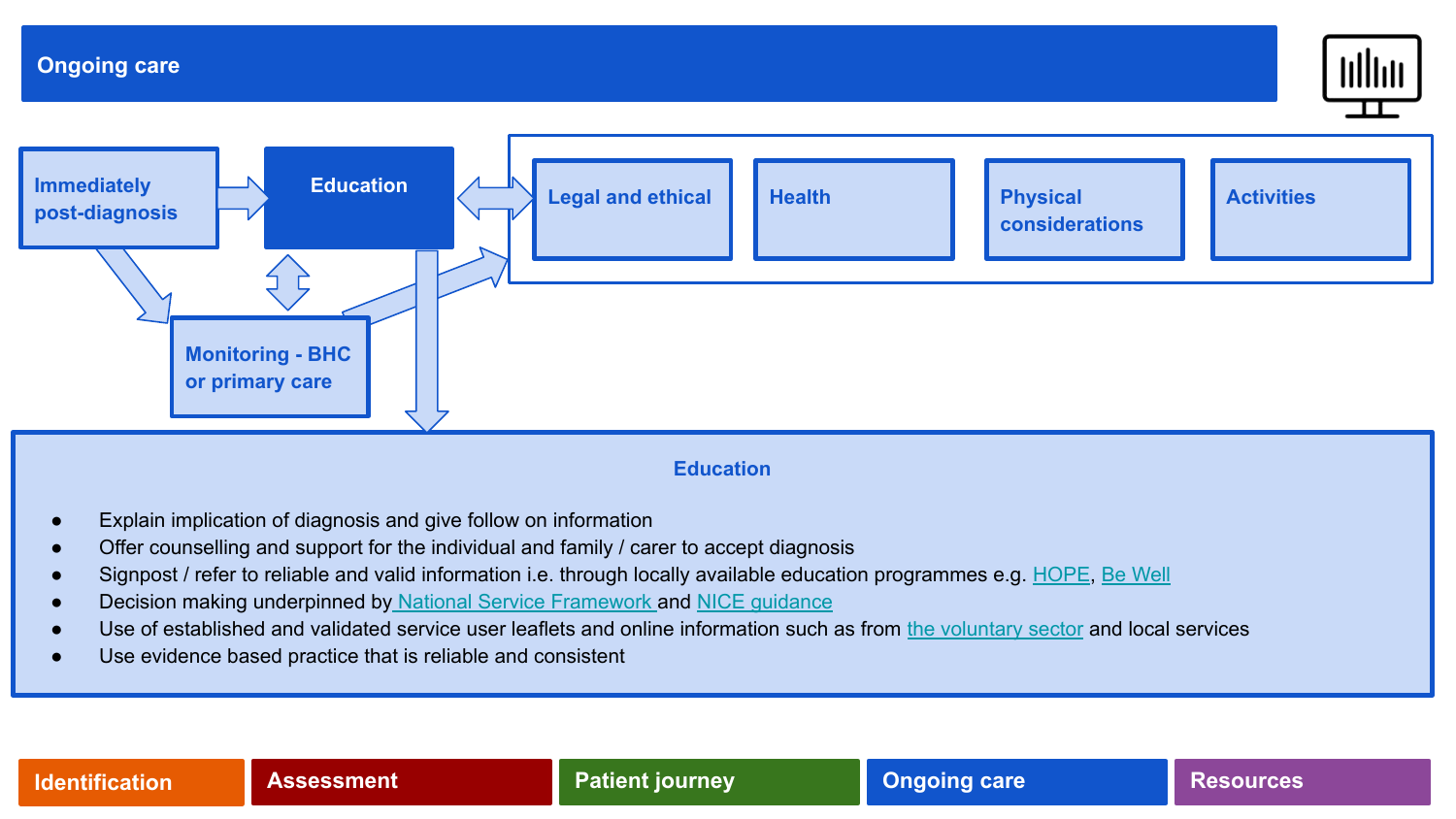# Ongoing care

Immediately post-diagnosis

Education

Legal and ethical

Health

Physical considerations

Activities

Monitoring - BHC or primary care

## Education

- Explain implication of diagnosis and give follow on information
- Offer counselling and support for the individual and family / carer to accept diagnosis
- Signpost / refer to reliable and valid information i.e. through locally available education programmes e.g. HOPE, Be Well
- Decision making underpinned by National Service Framework and NICE guidance
- Use of established and validated service user leaflets and online information such as from the voluntary sector and local services
- Use evidence based practice that is reliable and consistent

Identification | Assessment | Patient journey | Ongoing care | Resources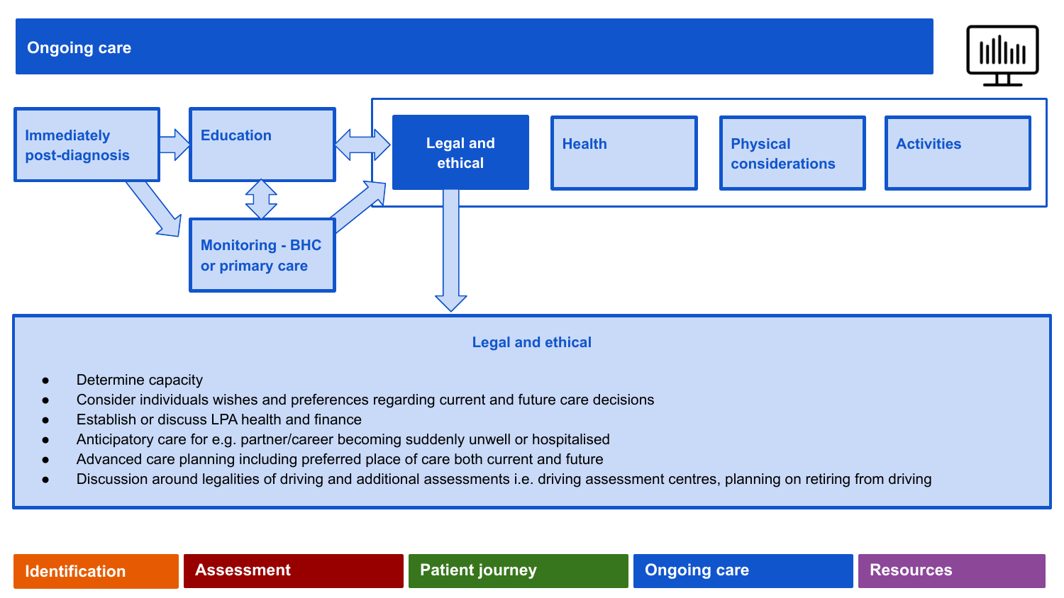# Ongoing care

Immediately post-diagnosis

Education

Monitoring - BHC or primary care

Legal and ethical

Health

Physical considerations

Activities

## Legal and ethical

- Determine capacity
- Consider individuals wishes and preferences regarding current and future care decisions
- Establish or discuss LPA health and finance
- Anticipatory care for e.g. partner/career becoming suddenly unwell or hospitalised
- Advanced care planning including preferred place of care both current and future
- Discussion around legalities of driving and additional assessments i.e. driving assessment centres, planning on retiring from driving

Identification | Assessment | Patient journey | Ongoing care | Resources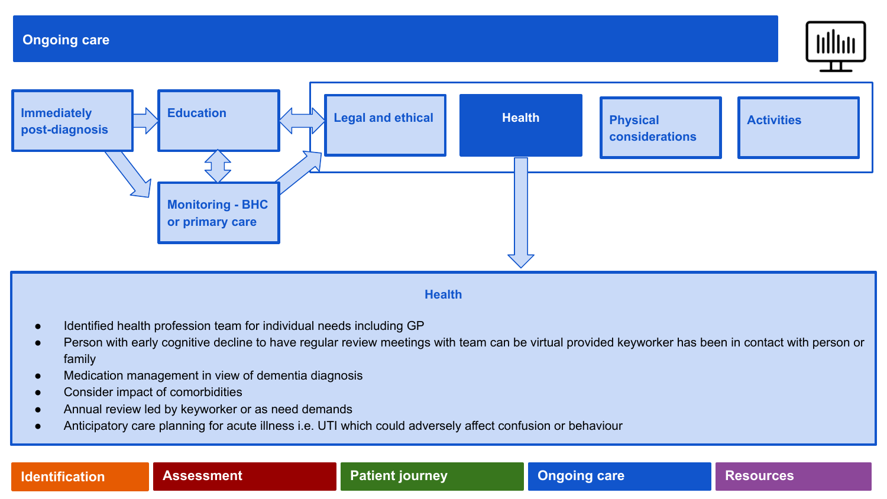# Ongoing care

Immediately post-diagnosis

Education

Monitoring - BHC or primary care

Legal and ethical

Health

Physical considerations

Activities

## Health

- Identified health profession team for individual needs including GP
- Person with early cognitive decline to have regular review meetings with team can be virtual provided keyworker has been in contact with person or family
- Medication management in view of dementia diagnosis
- Consider impact of comorbidities
- Annual review led by keyworker or as need demands
- Anticipatory care planning for acute illness i.e. UTI which could adversely affect confusion or behaviour

Identification | Assessment | Patient journey | Ongoing care | Resources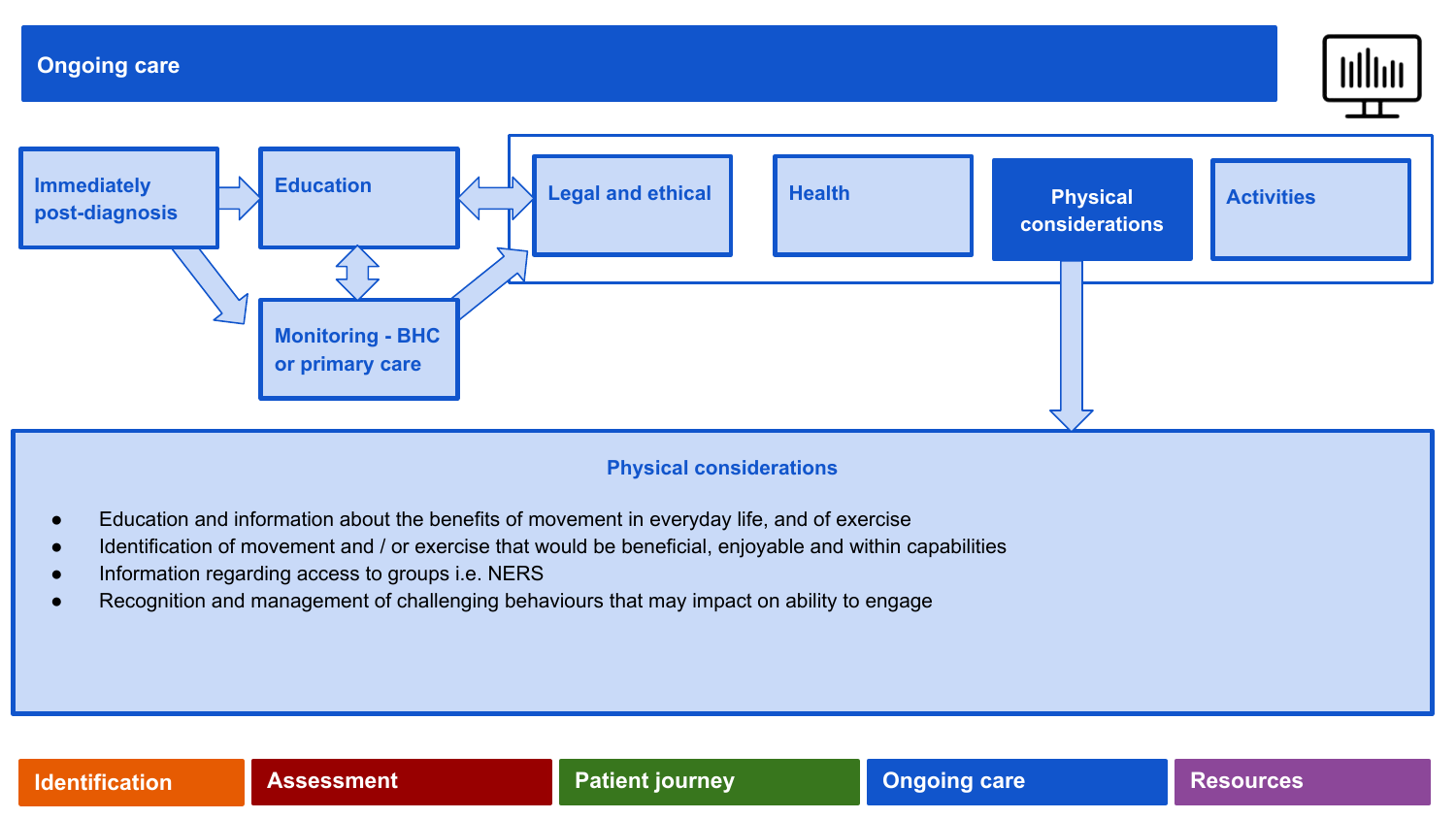# Ongoing care

Immediately post-diagnosis

Education

Monitoring - BHC or primary care

Legal and ethical

Health

Physical considerations

Activities

## Physical considerations

- Education and information about the benefits of movement in everyday life, and of exercise
- Identification of movement and / or exercise that would be beneficial, enjoyable and within capabilities
- Information regarding access to groups i.e. NERS
- Recognition and management of challenging behaviours that may impact on ability to engage

Identification | Assessment | Patient journey | Ongoing care | Resources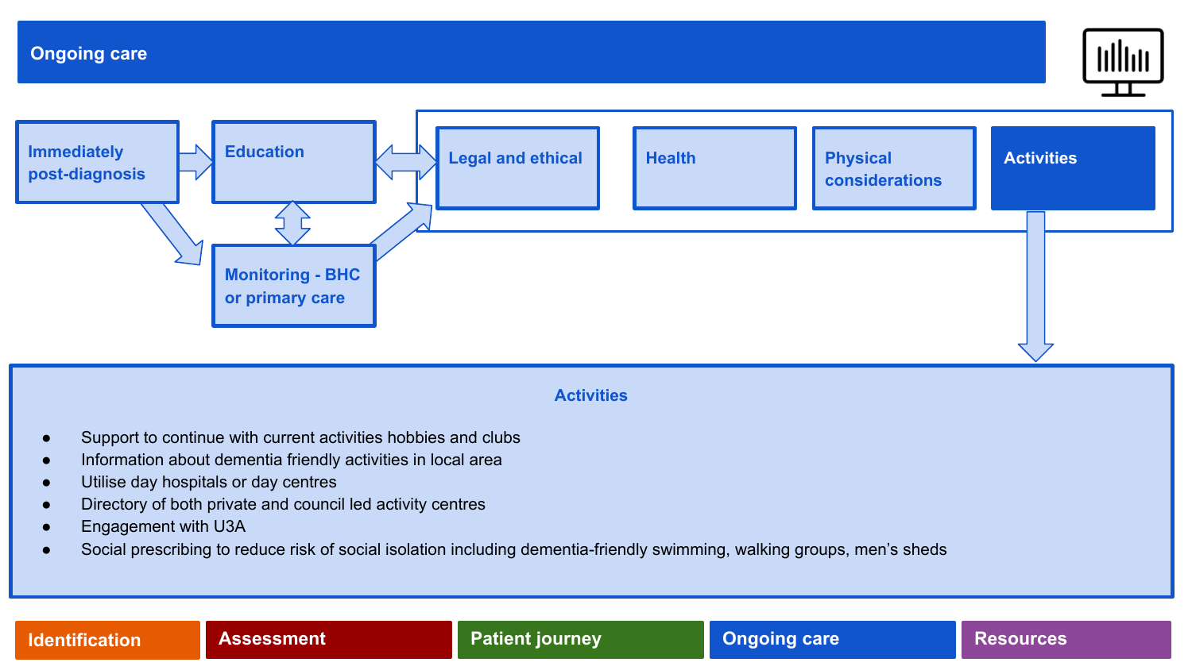# Ongoing care

Immediately post-diagnosis → Education ↔ Legal and ethical | Health | Physical considerations | Activities

Immediately post-diagnosis → Monitoring - BHC or primary care

Education ↔ Monitoring - BHC or primary care

Monitoring - BHC or primary care → Legal and ethical | Health | Physical considerations | Activities

## Activities

- Support to continue with current activities hobbies and clubs
- Information about dementia friendly activities in local area
- Utilise day hospitals or day centres
- Directory of both private and council led activity centres
- Engagement with U3A
- Social prescribing to reduce risk of social isolation including dementia-friendly swimming, walking groups, men's sheds

Identification | Assessment | Patient journey | Ongoing care | Resources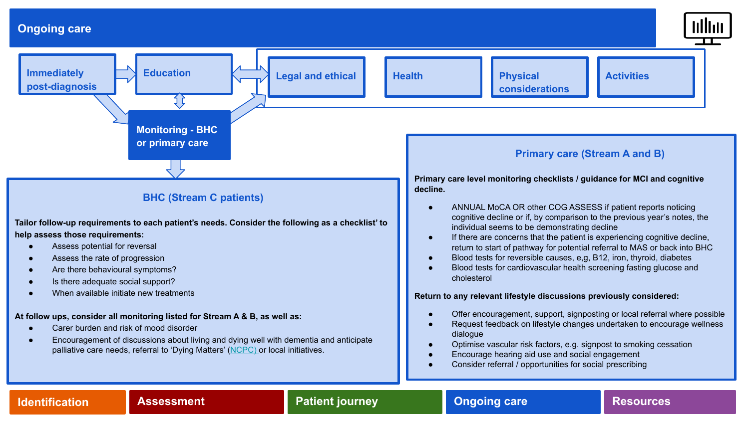# Ongoing care

Immediately post-diagnosis → Education ↔ Legal and ethical | Health | Physical considerations | Activities

Monitoring - BHC or primary care

## BHC (Stream C patients)

**Tailor follow-up requirements to each patient's needs. Consider the following as a checklist' to help assess those requirements:**

- Assess potential for reversal
- Assess the rate of progression
- Are there behavioural symptoms?
- Is there adequate social support?
- When available initiate new treatments

**At follow ups, consider all monitoring listed for Stream A & B, as well as:**

- Carer burden and risk of mood disorder
- Encouragement of discussions about living and dying well with dementia and anticipate palliative care needs, referral to 'Dying Matters' (NCPC) or local initiatives.

## Primary care (Stream A and B)

**Primary care level monitoring checklists / guidance for MCI and cognitive decline.**

- ANNUAL MoCA OR other COG ASSESS if patient reports noticing cognitive decline or if, by comparison to the previous year's notes, the individual seems to be demonstrating decline
- If there are concerns that the patient is experiencing cognitive decline, return to start of pathway for potential referral to MAS or back into BHC
- Blood tests for reversible causes, e,g, B12, iron, thyroid, diabetes
- Blood tests for cardiovascular health screening fasting glucose and cholesterol

**Return to any relevant lifestyle discussions previously considered:**

- Offer encouragement, support, signposting or local referral where possible
- Request feedback on lifestyle changes undertaken to encourage wellness dialogue
- Optimise vascular risk factors, e.g. signpost to smoking cessation
- Encourage hearing aid use and social engagement
- Consider referral / opportunities for social prescribing

Identification | Assessment | Patient journey | Ongoing care | Resources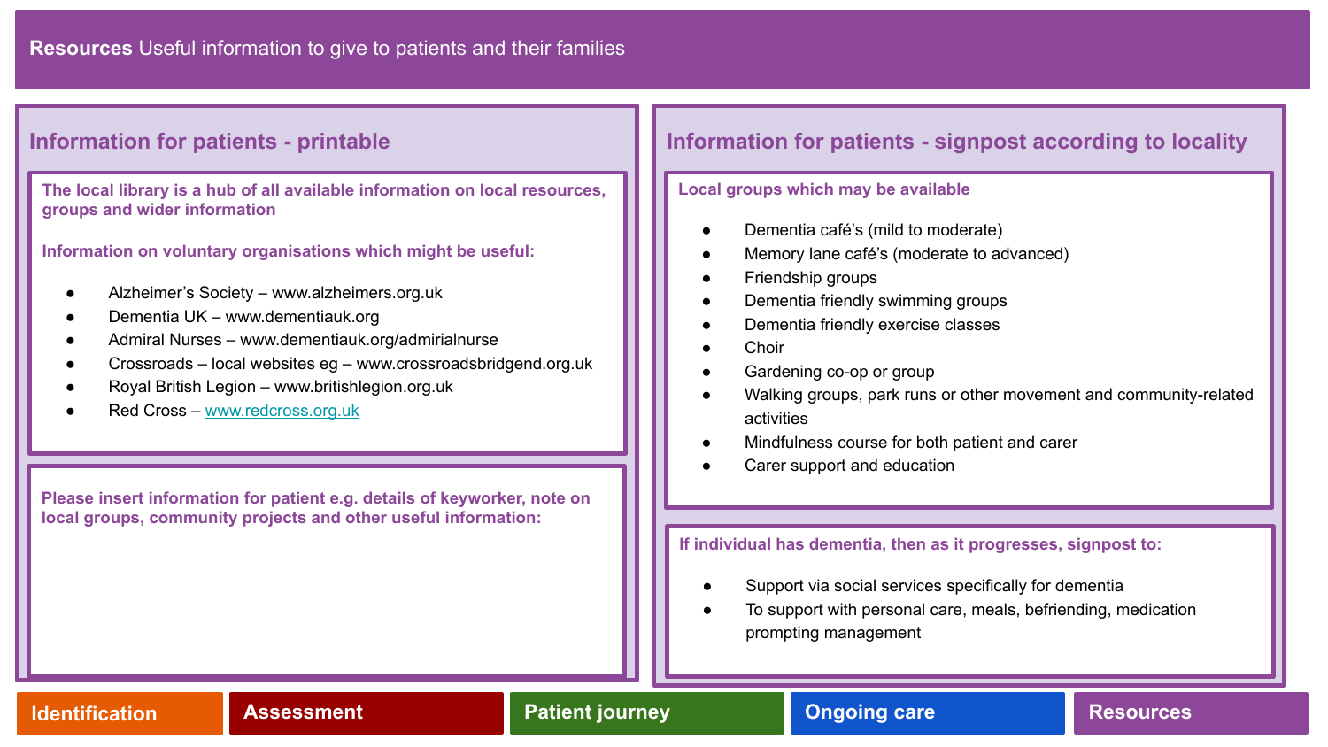# **Resources** Useful information to give to patients and their families

## Information for patients - printable

**The local library is a hub of all available information on local resources, groups and wider information**

**Information on voluntary organisations which might be useful:**

- Alzheimer's Society – www.alzheimers.org.uk
- Dementia UK – www.dementiauk.org
- Admiral Nurses – www.dementiauk.org/admirialnurse
- Crossroads – local websites eg – www.crossroadsbridgend.org.uk
- Royal British Legion – www.britishlegion.org.uk
- Red Cross – [www.redcross.org.uk](http://www.redcross.org.uk)

**Please insert information for patient e.g. details of keyworker, note on local groups, community projects and other useful information:**

## Information for patients - signpost according to locality

**Local groups which may be available**

- Dementia café's (mild to moderate)
- Memory lane café's (moderate to advanced)
- Friendship groups
- Dementia friendly swimming groups
- Dementia friendly exercise classes
- Choir
- Gardening co-op or group
- Walking groups, park runs or other movement and community-related activities
- Mindfulness course for both patient and carer
- Carer support and education

**If individual has dementia, then as it progresses, signpost to:**

- Support via social services specifically for dementia
- To support with personal care, meals, befriending, medication prompting management

Identification | Assessment | Patient journey | Ongoing care | Resources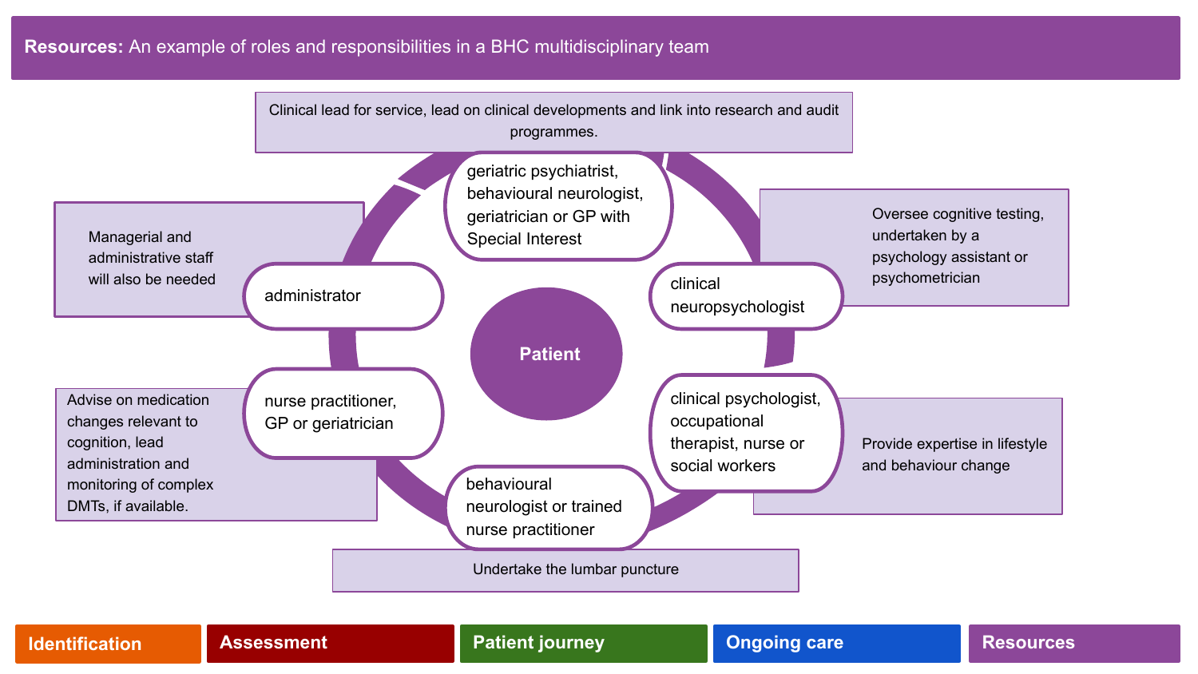## **Resources:** An example of roles and responsibilities in a BHC multidisciplinary team

**Patient**

- **geriatric psychiatrist, behavioural neurologist, geriatrician or GP with Special Interest**: Clinical lead for service, lead on clinical developments and link into research and audit programmes.
- **clinical neuropsychologist**: Oversee cognitive testing, undertaken by a psychology assistant or psychometrician
- **clinical psychologist, occupational therapist, nurse or social workers**: Provide expertise in lifestyle and behaviour change
- **behavioural neurologist or trained nurse practitioner**: Undertake the lumbar puncture
- **nurse practitioner, GP or geriatrician**: Advise on medication changes relevant to cognition, lead administration and monitoring of complex DMTs, if available.
- **administrator**: Managerial and administrative staff will also be needed

Identification | Assessment | Patient journey | Ongoing care | Resources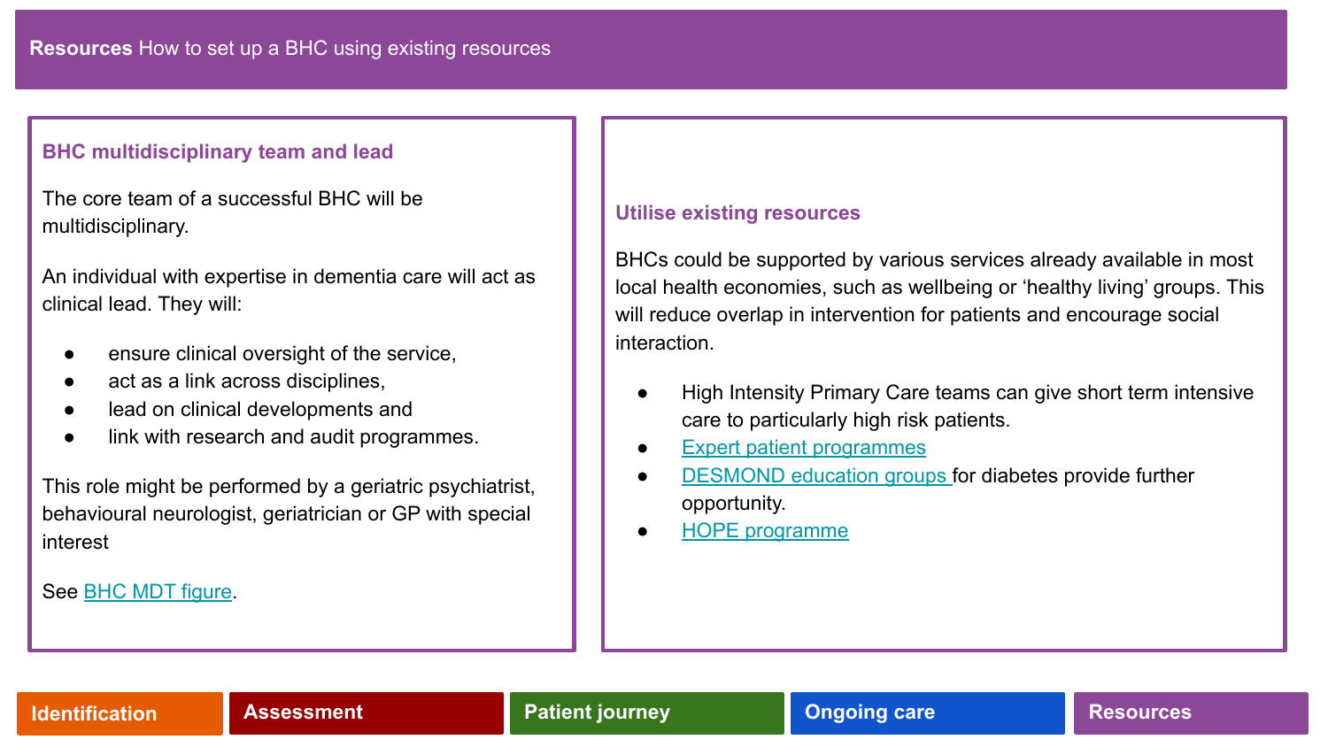# **Resources** How to set up a BHC using existing resources

## BHC multidisciplinary team and lead

The core team of a successful BHC will be multidisciplinary.

An individual with expertise in dementia care will act as clinical lead. They will:

- ensure clinical oversight of the service,
- act as a link across disciplines,
- lead on clinical developments and
- link with research and audit programmes.

This role might be performed by a geriatric psychiatrist, behavioural neurologist, geriatrician or GP with special interest

See BHC MDT figure.

## Utilise existing resources

BHCs could be supported by various services already available in most local health economies, such as wellbeing or 'healthy living' groups. This will reduce overlap in intervention for patients and encourage social interaction.

- High Intensity Primary Care teams can give short term intensive care to particularly high risk patients.
- Expert patient programmes
- DESMOND education groups for diabetes provide further opportunity.
- HOPE programme

Identification | Assessment | Patient journey | Ongoing care | Resources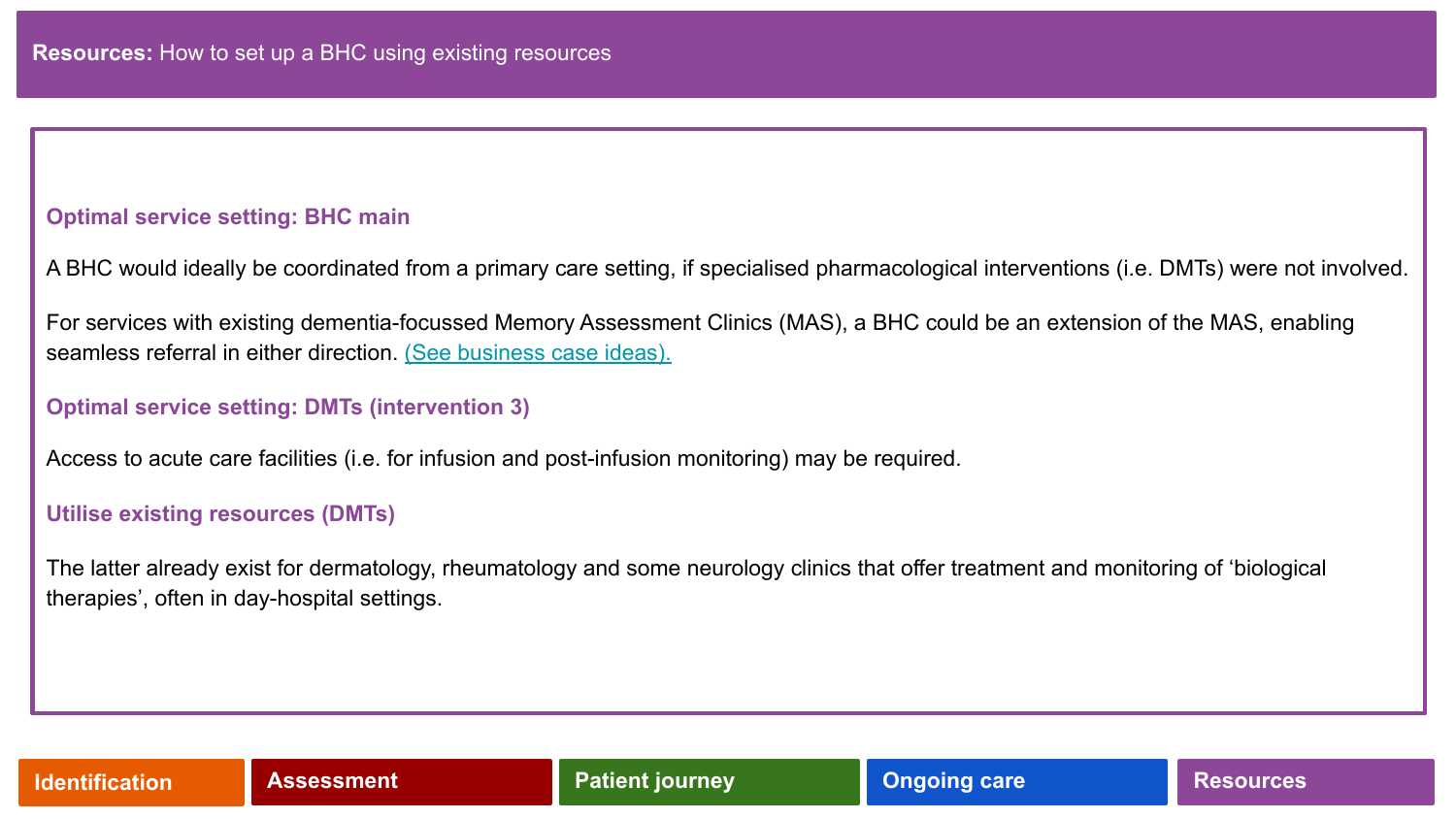**Resources:** How to set up a BHC using existing resources

### Optimal service setting: BHC main

A BHC would ideally be coordinated from a primary care setting, if specialised pharmacological interventions (i.e. DMTs) were not involved.

For services with existing dementia-focussed Memory Assessment Clinics (MAS), a BHC could be an extension of the MAS, enabling seamless referral in either direction. (See business case ideas).

### Optimal service setting: DMTs (intervention 3)

Access to acute care facilities (i.e. for infusion and post-infusion monitoring) may be required.

### Utilise existing resources (DMTs)

The latter already exist for dermatology, rheumatology and some neurology clinics that offer treatment and monitoring of ‘biological therapies’, often in day-hospital settings.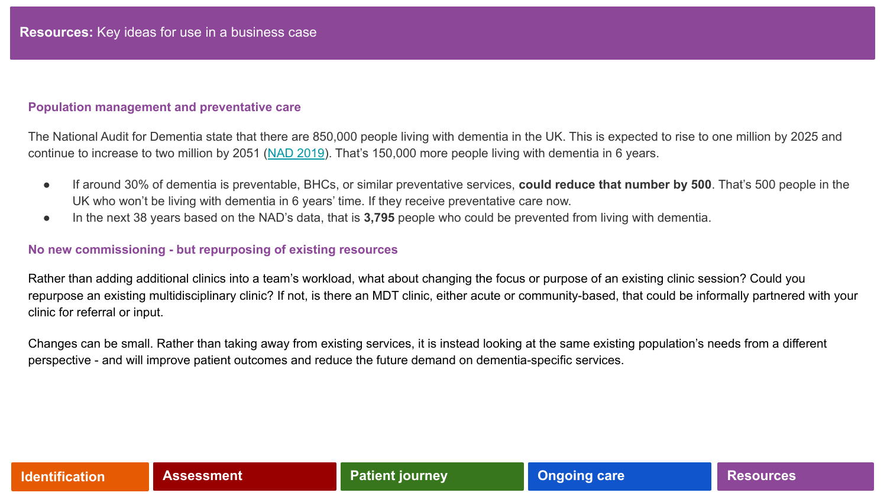**Resources:** Key ideas for use in a business case

### Population management and preventative care

The National Audit for Dementia state that there are 850,000 people living with dementia in the UK. This is expected to rise to one million by 2025 and continue to increase to two million by 2051 ([NAD 2019]()). That's 150,000 more people living with dementia in 6 years.

- If around 30% of dementia is preventable, BHCs, or similar preventative services, **could reduce that number by 500**. That's 500 people in the UK who won't be living with dementia in 6 years' time. If they receive preventative care now.
- In the next 38 years based on the NAD's data, that is **3,795** people who could be prevented from living with dementia.

### No new commissioning - but repurposing of existing resources

Rather than adding additional clinics into a team's workload, what about changing the focus or purpose of an existing clinic session? Could you repurpose an existing multidisciplinary clinic? If not, is there an MDT clinic, either acute or community-based, that could be informally partnered with your clinic for referral or input.

Changes can be small. Rather than taking away from existing services, it is instead looking at the same existing population's needs from a different perspective - and will improve patient outcomes and reduce the future demand on dementia-specific services.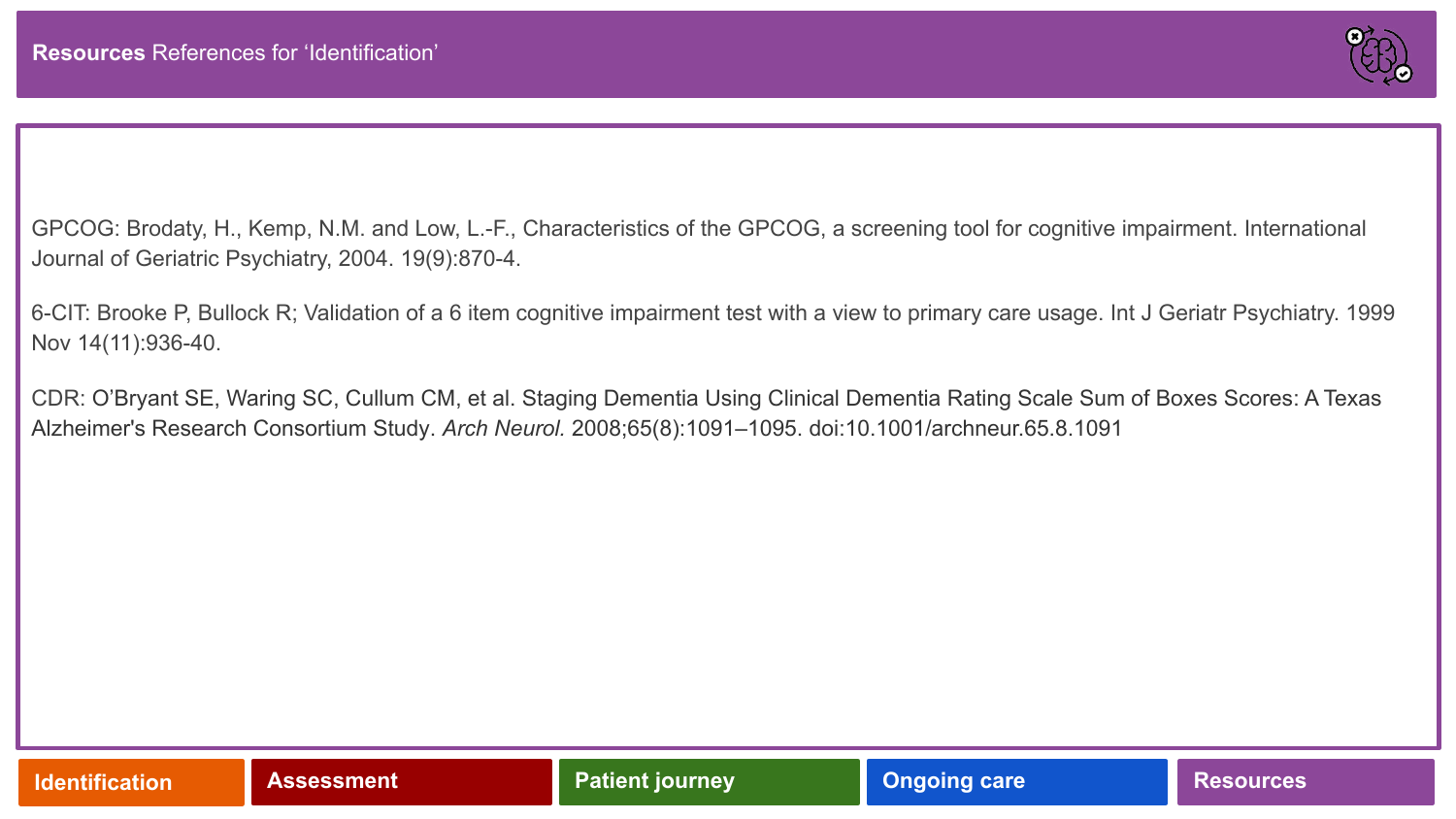# **Resources** References for 'Identification'

GPCOG: Brodaty, H., Kemp, N.M. and Low, L.-F., Characteristics of the GPCOG, a screening tool for cognitive impairment. International Journal of Geriatric Psychiatry, 2004. 19(9):870-4.

6-CIT: Brooke P, Bullock R; Validation of a 6 item cognitive impairment test with a view to primary care usage. Int J Geriatr Psychiatry. 1999 Nov 14(11):936-40.

CDR: O'Bryant SE, Waring SC, Cullum CM, et al. Staging Dementia Using Clinical Dementia Rating Scale Sum of Boxes Scores: A Texas Alzheimer's Research Consortium Study. *Arch Neurol.* 2008;65(8):1091–1095. doi:10.1001/archneur.65.8.1091

Identification | Assessment | Patient journey | Ongoing care | Resources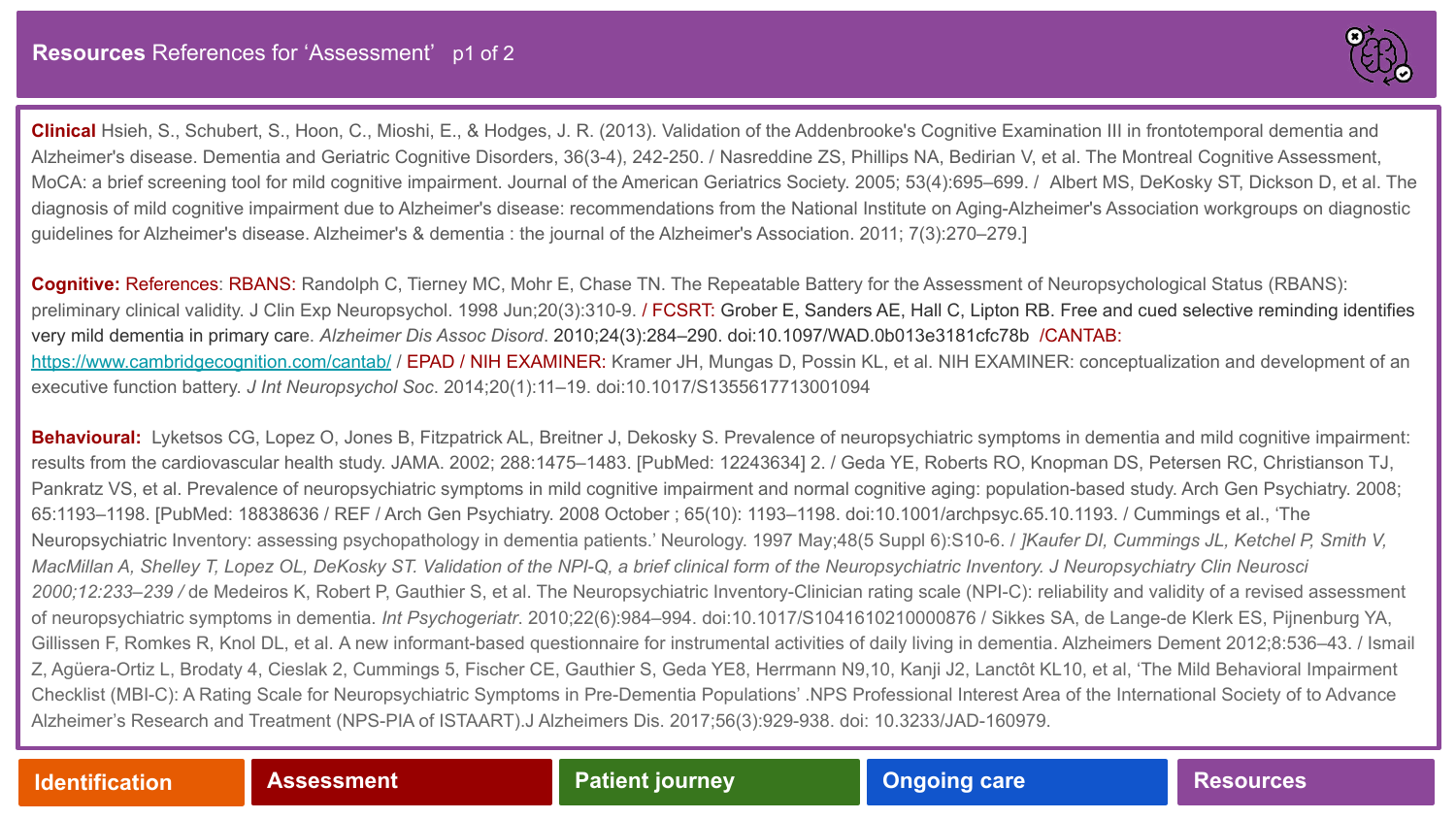# **Resources** References for 'Assessment' p1 of 2

**Clinical** Hsieh, S., Schubert, S., Hoon, C., Mioshi, E., & Hodges, J. R. (2013). Validation of the Addenbrooke's Cognitive Examination III in frontotemporal dementia and Alzheimer's disease. Dementia and Geriatric Cognitive Disorders, 36(3-4), 242-250. / Nasreddine ZS, Phillips NA, Bedirian V, et al. The Montreal Cognitive Assessment, MoCA: a brief screening tool for mild cognitive impairment. Journal of the American Geriatrics Society. 2005; 53(4):695–699. / Albert MS, DeKosky ST, Dickson D, et al. The diagnosis of mild cognitive impairment due to Alzheimer's disease: recommendations from the National Institute on Aging-Alzheimer's Association workgroups on diagnostic guidelines for Alzheimer's disease. Alzheimer's & dementia : the journal of the Alzheimer's Association. 2011; 7(3):270–279.]

**Cognitive:** References: RBANS: Randolph C, Tierney MC, Mohr E, Chase TN. The Repeatable Battery for the Assessment of Neuropsychological Status (RBANS): preliminary clinical validity. J Clin Exp Neuropsychol. 1998 Jun;20(3):310-9. / FCSRT: Grober E, Sanders AE, Hall C, Lipton RB. Free and cued selective reminding identifies very mild dementia in primary care. *Alzheimer Dis Assoc Disord*. 2010;24(3):284–290. doi:10.1097/WAD.0b013e3181cfc78b /CANTAB: https://www.cambridgecognition.com/cantab/ / EPAD / NIH EXAMINER: Kramer JH, Mungas D, Possin KL, et al. NIH EXAMINER: conceptualization and development of an executive function battery. *J Int Neuropsychol Soc*. 2014;20(1):11–19. doi:10.1017/S1355617713001094

**Behavioural:** Lyketsos CG, Lopez O, Jones B, Fitzpatrick AL, Breitner J, Dekosky S. Prevalence of neuropsychiatric symptoms in dementia and mild cognitive impairment: results from the cardiovascular health study. JAMA. 2002; 288:1475–1483. [PubMed: 12243634] 2. / Geda YE, Roberts RO, Knopman DS, Petersen RC, Christianson TJ, Pankratz VS, et al. Prevalence of neuropsychiatric symptoms in mild cognitive impairment and normal cognitive aging: population-based study. Arch Gen Psychiatry. 2008; 65:1193–1198. [PubMed: 18838636 / REF / Arch Gen Psychiatry. 2008 October ; 65(10): 1193–1198. doi:10.1001/archpsyc.65.10.1193. / Cummings et al., 'The Neuropsychiatric Inventory: assessing psychopathology in dementia patients.' Neurology. 1997 May;48(5 Suppl 6):S10-6. / *]Kaufer DI, Cummings JL, Ketchel P, Smith V, MacMillan A, Shelley T, Lopez OL, DeKosky ST. Validation of the NPI-Q, a brief clinical form of the Neuropsychiatric Inventory. J Neuropsychiatry Clin Neurosci 2000;12:233–239 /* de Medeiros K, Robert P, Gauthier S, et al. The Neuropsychiatric Inventory-Clinician rating scale (NPI-C): reliability and validity of a revised assessment of neuropsychiatric symptoms in dementia. *Int Psychogeriatr.* 2010;22(6):984–994. doi:10.1017/S1041610210000876 / Sikkes SA, de Lange-de Klerk ES, Pijnenburg YA, Gillissen F, Romkes R, Knol DL, et al. A new informant-based questionnaire for instrumental activities of daily living in dementia. Alzheimers Dement 2012;8:536–43. / Ismail Z, Agüera-Ortiz L, Brodaty 4, Cieslak 2, Cummings 5, Fischer CE, Gauthier S, Geda YE8, Herrmann N9,10, Kanji J2, Lanctôt KL10, et al, 'The Mild Behavioral Impairment Checklist (MBI-C): A Rating Scale for Neuropsychiatric Symptoms in Pre-Dementia Populations' .NPS Professional Interest Area of the International Society of to Advance Alzheimer's Research and Treatment (NPS-PIA of ISTAART).J Alzheimers Dis. 2017;56(3):929-938. doi: 10.3233/JAD-160979.

Identification | Assessment | Patient journey | Ongoing care | Resources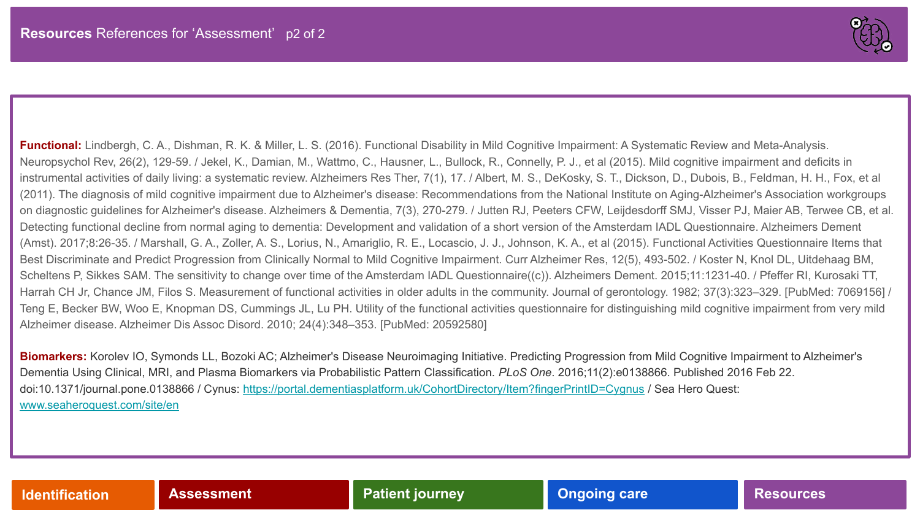**Resources** References for 'Assessment' p2 of 2

**Functional:** Lindbergh, C. A., Dishman, R. K. & Miller, L. S. (2016). Functional Disability in Mild Cognitive Impairment: A Systematic Review and Meta-Analysis. Neuropsychol Rev, 26(2), 129-59. / Jekel, K., Damian, M., Wattmo, C., Hausner, L., Bullock, R., Connelly, P. J., et al (2015). Mild cognitive impairment and deficits in instrumental activities of daily living: a systematic review. Alzheimers Res Ther, 7(1), 17. / Albert, M. S., DeKosky, S. T., Dickson, D., Dubois, B., Feldman, H. H., Fox, et al (2011). The diagnosis of mild cognitive impairment due to Alzheimer's disease: Recommendations from the National Institute on Aging-Alzheimer's Association workgroups on diagnostic guidelines for Alzheimer's disease. Alzheimers & Dementia, 7(3), 270-279. / Jutten RJ, Peeters CFW, Leijdesdorff SMJ, Visser PJ, Maier AB, Terwee CB, et al. Detecting functional decline from normal aging to dementia: Development and validation of a short version of the Amsterdam IADL Questionnaire. Alzheimers Dement (Amst). 2017;8:26-35. / Marshall, G. A., Zoller, A. S., Lorius, N., Amariglio, R. E., Locascio, J. J., Johnson, K. A., et al (2015). Functional Activities Questionnaire Items that Best Discriminate and Predict Progression from Clinically Normal to Mild Cognitive Impairment. Curr Alzheimer Res, 12(5), 493-502. / Koster N, Knol DL, Uitdehaag BM, Scheltens P, Sikkes SAM. The sensitivity to change over time of the Amsterdam IADL Questionnaire((c)). Alzheimers Dement. 2015;11:1231-40. / Pfeffer RI, Kurosaki TT, Harrah CH Jr, Chance JM, Filos S. Measurement of functional activities in older adults in the community. Journal of gerontology. 1982; 37(3):323–329. [PubMed: 7069156] / Teng E, Becker BW, Woo E, Knopman DS, Cummings JL, Lu PH. Utility of the functional activities questionnaire for distinguishing mild cognitive impairment from very mild Alzheimer disease. Alzheimer Dis Assoc Disord. 2010; 24(4):348–353. [PubMed: 20592580]

**Biomarkers:** Korolev IO, Symonds LL, Bozoki AC; Alzheimer's Disease Neuroimaging Initiative. Predicting Progression from Mild Cognitive Impairment to Alzheimer's Dementia Using Clinical, MRI, and Plasma Biomarkers via Probabilistic Pattern Classification. *PLoS One*. 2016;11(2):e0138866. Published 2016 Feb 22. doi:10.1371/journal.pone.0138866 / Cynus: [https://portal.dementiasplatform.uk/CohortDirectory/Item?fingerPrintID=Cygnus](https://portal.dementiasplatform.uk/CohortDirectory/Item?fingerPrintID=Cygnus) / Sea Hero Quest: [www.seaheroquest.com/site/en](http://www.seaheroquest.com/site/en)

Identification | Assessment | Patient journey | Ongoing care | Resources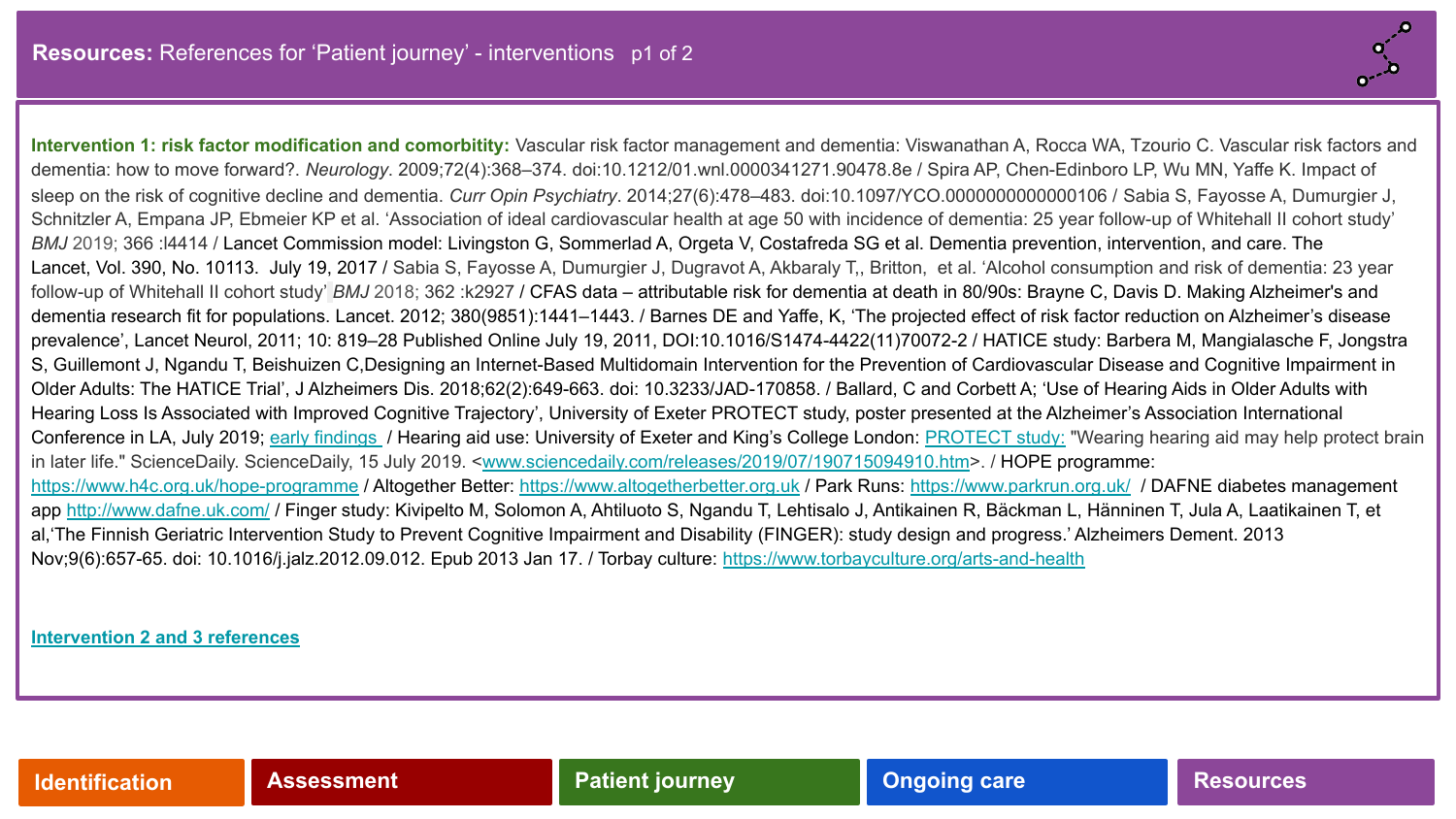# **Resources:** References for 'Patient journey' - interventions p1 of 2

**Intervention 1: risk factor modification and comorbidity:** Vascular risk factor management and dementia: Viswanathan A, Rocca WA, Tzourio C. Vascular risk factors and dementia: how to move forward?. *Neurology*. 2009;72(4):368–374. doi:10.1212/01.wnl.0000341271.90478.8e / Spira AP, Chen-Edinboro LP, Wu MN, Yaffe K. Impact of sleep on the risk of cognitive decline and dementia. *Curr Opin Psychiatry*. 2014;27(6):478–483. doi:10.1097/YCO.0000000000000106 / Sabia S, Fayosse A, Dumurgier J, Schnitzler A, Empana JP, Ebmeier KP et al. 'Association of ideal cardiovascular health at age 50 with incidence of dementia: 25 year follow-up of Whitehall II cohort study' *BMJ* 2019; 366 :l4414 / Lancet Commission model: Livingston G, Sommerlad A, Orgeta V, Costafreda SG et al. Dementia prevention, intervention, and care. The Lancet, Vol. 390, No. 10113. July 19, 2017 / Sabia S, Fayosse A, Dumurgier J, Dugravot A, Akbaraly T,, Britton, et al. 'Alcohol consumption and risk of dementia: 23 year follow-up of Whitehall II cohort study' *BMJ* 2018; 362 :k2927 / CFAS data – attributable risk for dementia at death in 80/90s: Brayne C, Davis D. Making Alzheimer's and dementia research fit for populations. Lancet. 2012; 380(9851):1441–1443. / Barnes DE and Yaffe, K, 'The projected effect of risk factor reduction on Alzheimer's disease prevalence', Lancet Neurol, 2011; 10: 819–28 Published Online July 19, 2011, DOI:10.1016/S1474-4422(11)70072-2 / HATICE study: Barbera M, Mangialasche F, Jongstra S, Guillemont J, Ngandu T, Beishuizen C,Designing an Internet-Based Multidomain Intervention for the Prevention of Cardiovascular Disease and Cognitive Impairment in Older Adults: The HATICE Trial', J Alzheimers Dis. 2018;62(2):649-663. doi: 10.3233/JAD-170858. / Ballard, C and Corbett A; 'Use of Hearing Aids in Older Adults with Hearing Loss Is Associated with Improved Cognitive Trajectory', University of Exeter PROTECT study, poster presented at the Alzheimer's Association International Conference in LA, July 2019; early findings / Hearing aid use: University of Exeter and King's College London: PROTECT study: "Wearing hearing aid may help protect brain in later life." ScienceDaily. ScienceDaily, 15 July 2019. <www.sciencedaily.com/releases/2019/07/190715094910.htm>. / HOPE programme: https://www.h4c.org.uk/hope-programme / Altogether Better: https://www.altogetherbetter.org.uk / Park Runs: https://www.parkrun.org.uk/ / DAFNE diabetes management app http://www.dafne.uk.com/ / Finger study: Kivipelto M, Solomon A, Ahtiluoto S, Ngandu T, Lehtisalo J, Antikainen R, Bäckman L, Hänninen T, Jula A, Laatikainen T, et al,'The Finnish Geriatric Intervention Study to Prevent Cognitive Impairment and Disability (FINGER): study design and progress.' Alzheimers Dement. 2013 Nov;9(6):657-65. doi: 10.1016/j.jalz.2012.09.012. Epub 2013 Jan 17. / Torbay culture: https://www.torbayculture.org/arts-and-health

Intervention 2 and 3 references

Identification | Assessment | Patient journey | Ongoing care | Resources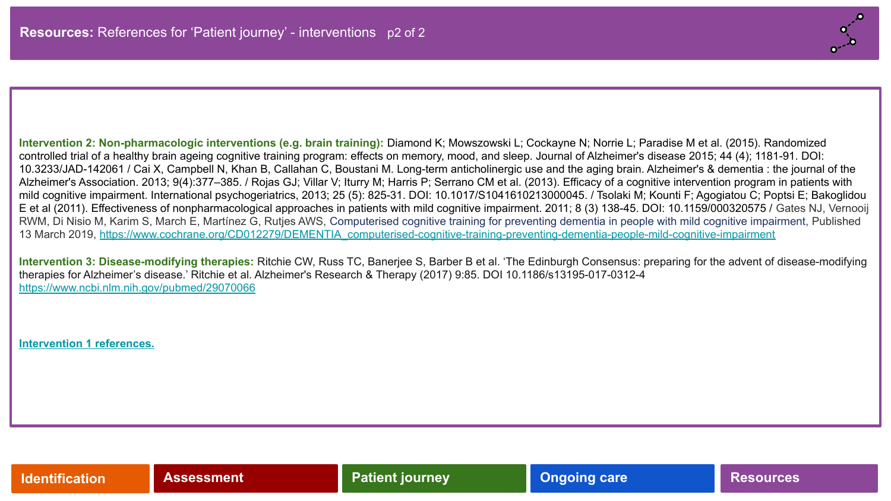# **Resources:** References for 'Patient journey' - interventions p2 of 2

**Intervention 2: Non-pharmacologic interventions (e.g. brain training):** Diamond K; Mowszowski L; Cockayne N; Norrie L; Paradise M et al. (2015). Randomized controlled trial of a healthy brain ageing cognitive training program: effects on memory, mood, and sleep. Journal of Alzheimer's disease 2015; 44 (4); 1181-91. DOI: 10.3233/JAD-142061 / Cai X, Campbell N, Khan B, Callahan C, Boustani M. Long-term anticholinergic use and the aging brain. Alzheimer's & dementia : the journal of the Alzheimer's Association. 2013; 9(4):377–385. / Rojas GJ; Villar V; Iturry M; Harris P; Serrano CM et al. (2013). Efficacy of a cognitive intervention program in patients with mild cognitive impairment. International psychogeriatrics, 2013; 25 (5): 825-31. DOI: 10.1017/S1041610213000045. / Tsolaki M; Kounti F; Agogiatou C; Poptsi E; Bakoglidou E et al (2011). Effectiveness of nonpharmacological approaches in patients with mild cognitive impairment. 2011; 8 (3) 138-45. DOI: 10.1159/000320575 / Gates NJ, Vernooij RWM, Di Nisio M, Karim S, March E, Martínez G, Rutjes AWS, Computerised cognitive training for preventing dementia in people with mild cognitive impairment, Published 13 March 2019, https://www.cochrane.org/CD012279/DEMENTIA_computerised-cognitive-training-preventing-dementia-people-mild-cognitive-impairment

**Intervention 3: Disease-modifying therapies:** Ritchie CW, Russ TC, Banerjee S, Barber B et al. 'The Edinburgh Consensus: preparing for the advent of disease-modifying therapies for Alzheimer's disease.' Ritchie et al. Alzheimer's Research & Therapy (2017) 9:85. DOI 10.1186/s13195-017-0312-4 https://www.ncbi.nlm.nih.gov/pubmed/29070066

**Intervention 1 references.**

Identification | Assessment | Patient journey | Ongoing care | Resources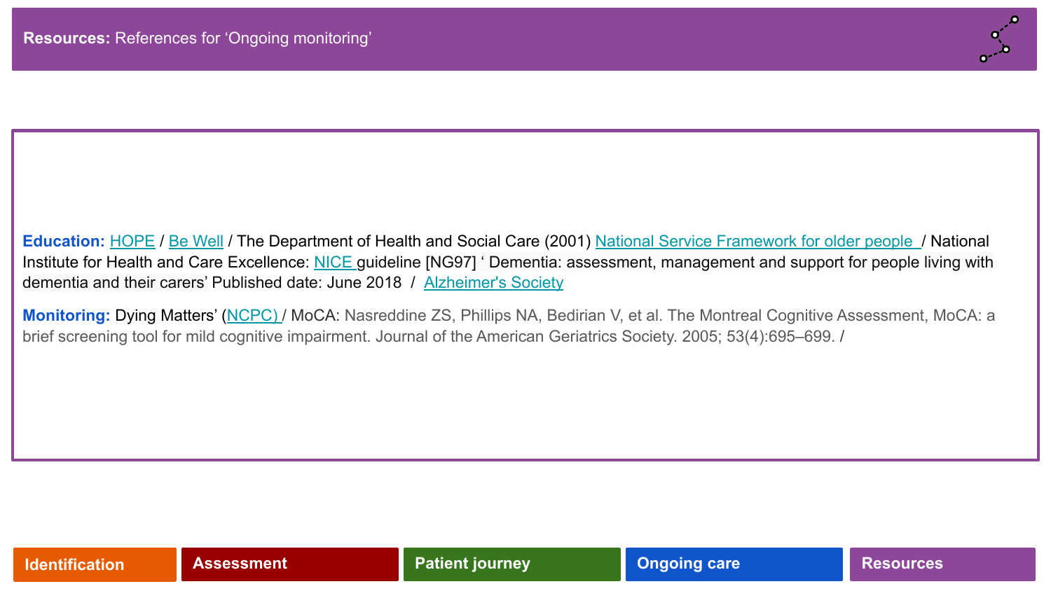**Resources:** References for 'Ongoing monitoring'

**Education:** HOPE / Be Well / The Department of Health and Social Care (2001) National Service Framework for older people / National Institute for Health and Care Excellence: NICE guideline [NG97] ' Dementia: assessment, management and support for people living with dementia and their carers' Published date: June 2018 / Alzheimer's Society

**Monitoring:** Dying Matters' (NCPC) / MoCA: Nasreddine ZS, Phillips NA, Bedirian V, et al. The Montreal Cognitive Assessment, MoCA: a brief screening tool for mild cognitive impairment. Journal of the American Geriatrics Society. 2005; 53(4):695–699. /

Identification | Assessment | Patient journey | Ongoing care | Resources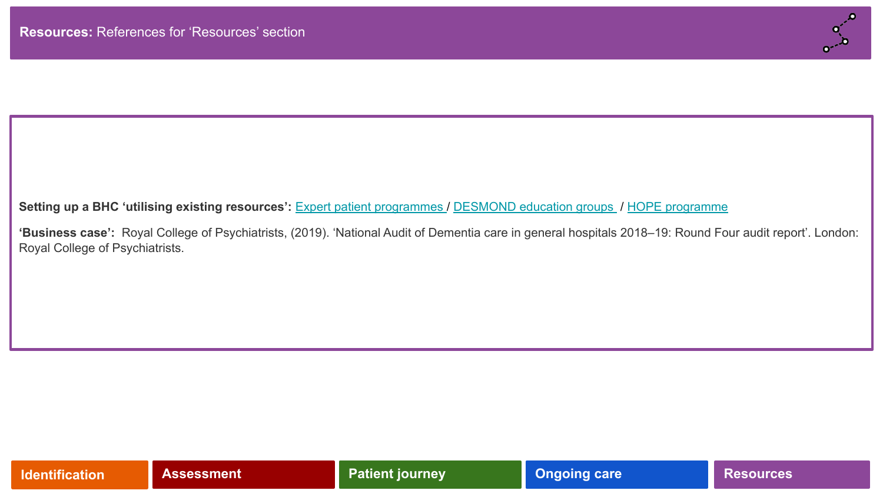**Resources:** References for 'Resources' section

**Setting up a BHC 'utilising existing resources':** Expert patient programmes / DESMOND education groups / HOPE programme

**'Business case':** Royal College of Psychiatrists, (2019). 'National Audit of Dementia care in general hospitals 2018–19: Round Four audit report'. London: Royal College of Psychiatrists.

Identification | Assessment | Patient journey | Ongoing care | Resources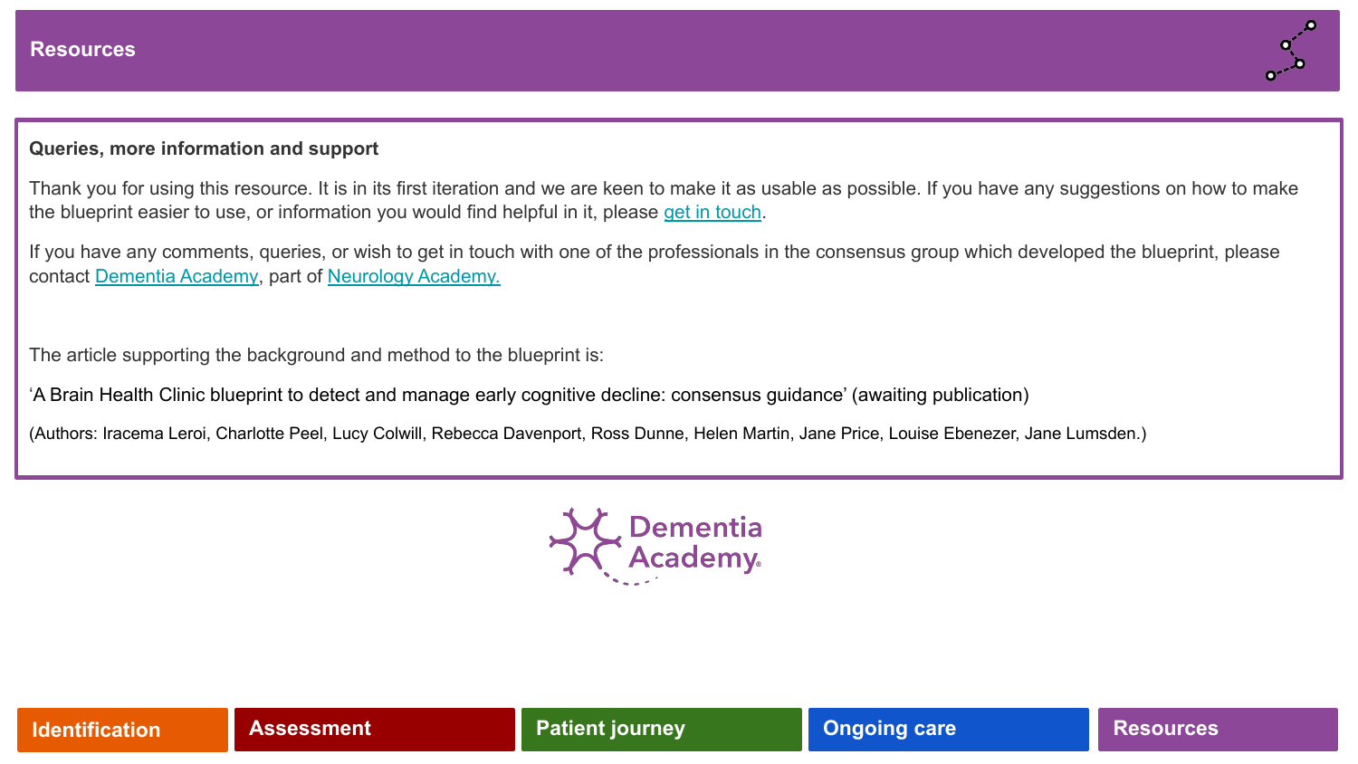# Resources

## Queries, more information and support

Thank you for using this resource. It is in its first iteration and we are keen to make it as usable as possible. If you have any suggestions on how to make the blueprint easier to use, or information you would find helpful in it, please get in touch.

If you have any comments, queries, or wish to get in touch with one of the professionals in the consensus group which developed the blueprint, please contact Dementia Academy, part of Neurology Academy.

The article supporting the background and method to the blueprint is:

'A Brain Health Clinic blueprint to detect and manage early cognitive decline: consensus guidance' (awaiting publication)

(Authors: Iracema Leroi, Charlotte Peel, Lucy Colwill, Rebecca Davenport, Ross Dunne, Helen Martin, Jane Price, Louise Ebenezer, Jane Lumsden.)

Dementia Academy

Identification | Assessment | Patient journey | Ongoing care | Resources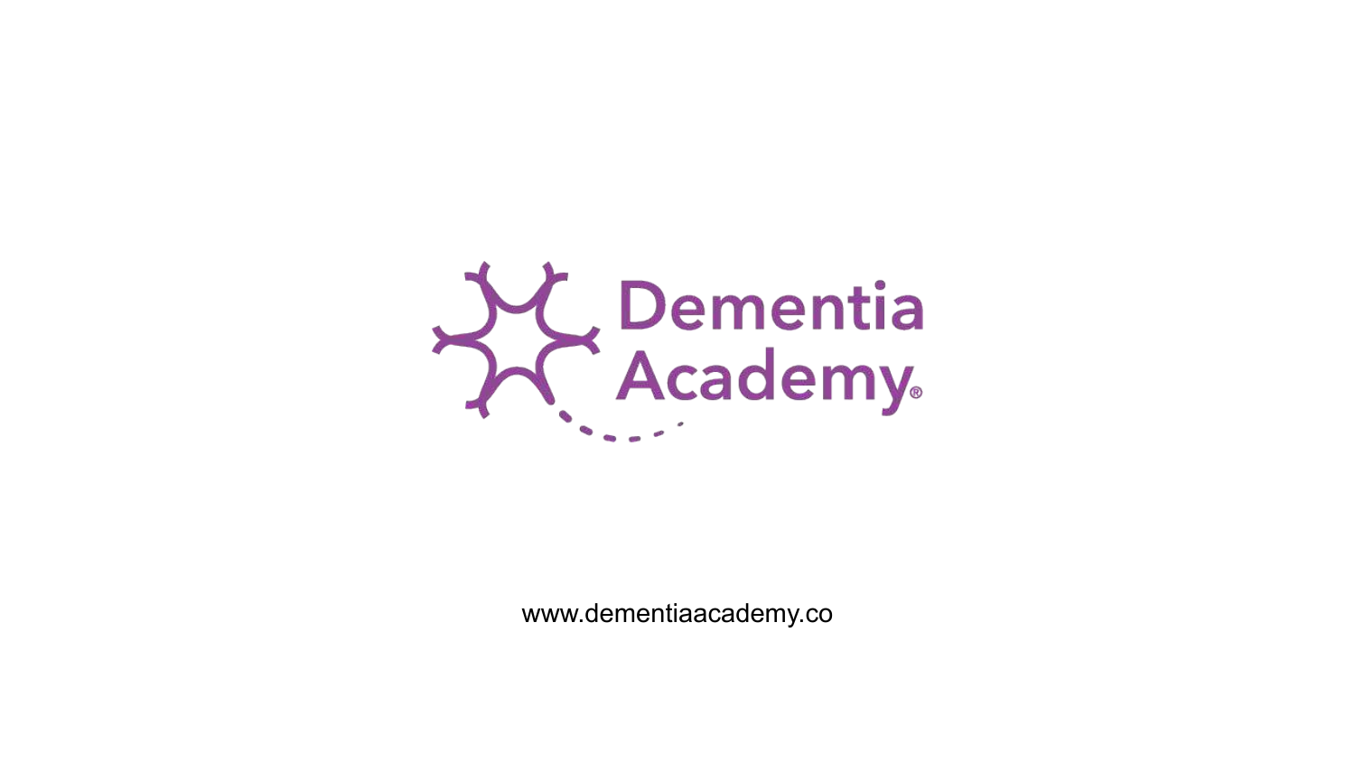Dementia Academy®

www.dementiaacademy.co